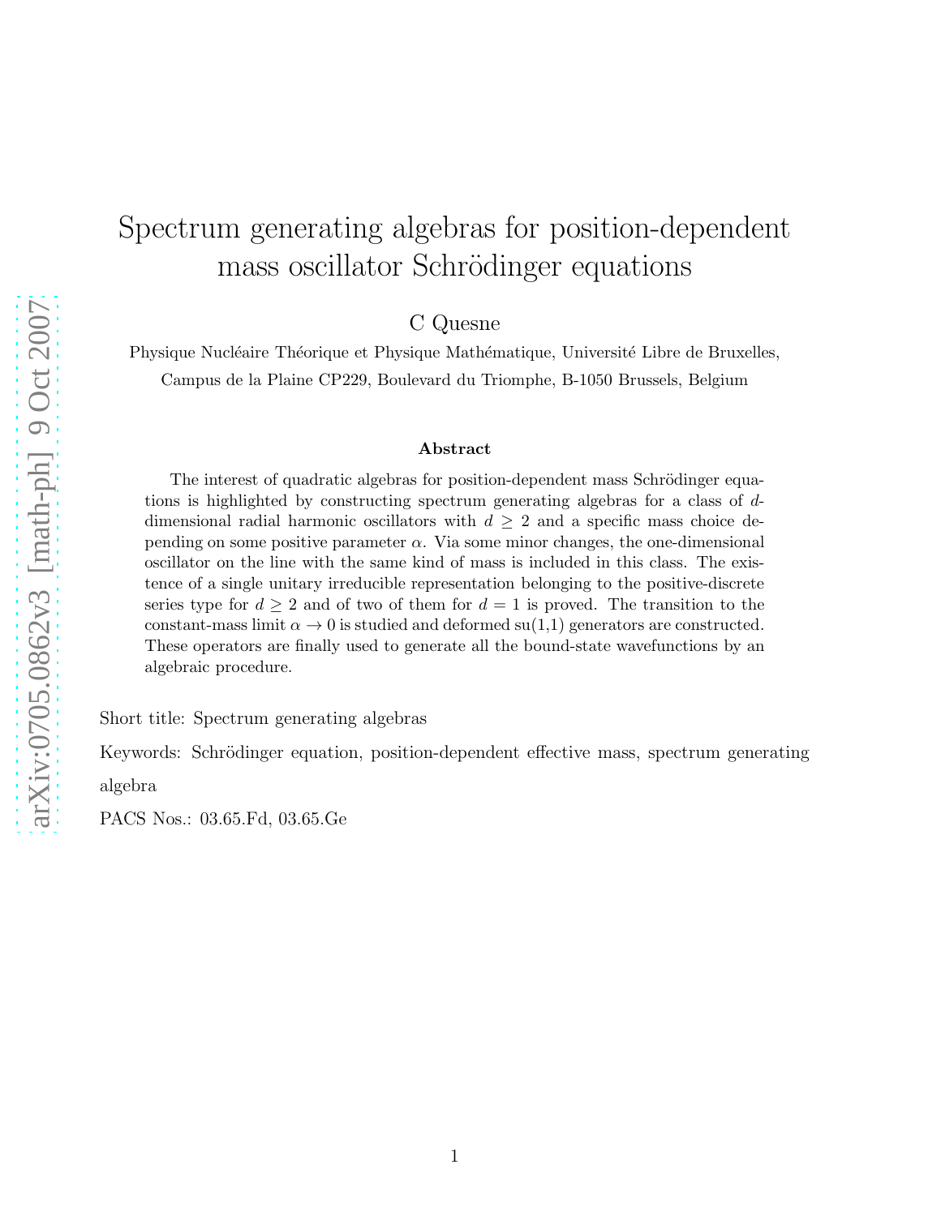# Spectrum generating algebras for position-dependent mass oscillator Schrödinger equations

C Quesne

Physique Nucléaire Théorique et Physique Mathématique, Université Libre de Bruxelles,
Campus de la Plaine CP229, Boulevard du Triomphe, B-1050 Brussels, Belgium

### Abstract

The interest of quadratic algebras for position-dependent mass Schrödinger equations is highlighted by constructing spectrum generating algebras for a class of $d$-dimensional radial harmonic oscillators with $d \geq 2$ and a specific mass choice depending on some positive parameter $\alpha$. Via some minor changes, the one-dimensional oscillator on the line with the same kind of mass is included in this class. The existence of a single unitary irreducible representation belonging to the positive-discrete series type for $d \geq 2$ and of two of them for $d = 1$ is proved. The transition to the constant-mass limit $\alpha \to 0$ is studied and deformed su(1,1) generators are constructed. These operators are finally used to generate all the bound-state wavefunctions by an algebraic procedure.

Short title: Spectrum generating algebras

Keywords: Schrödinger equation, position-dependent effective mass, spectrum generating algebra

PACS Nos.: 03.65.Fd, 03.65.Ge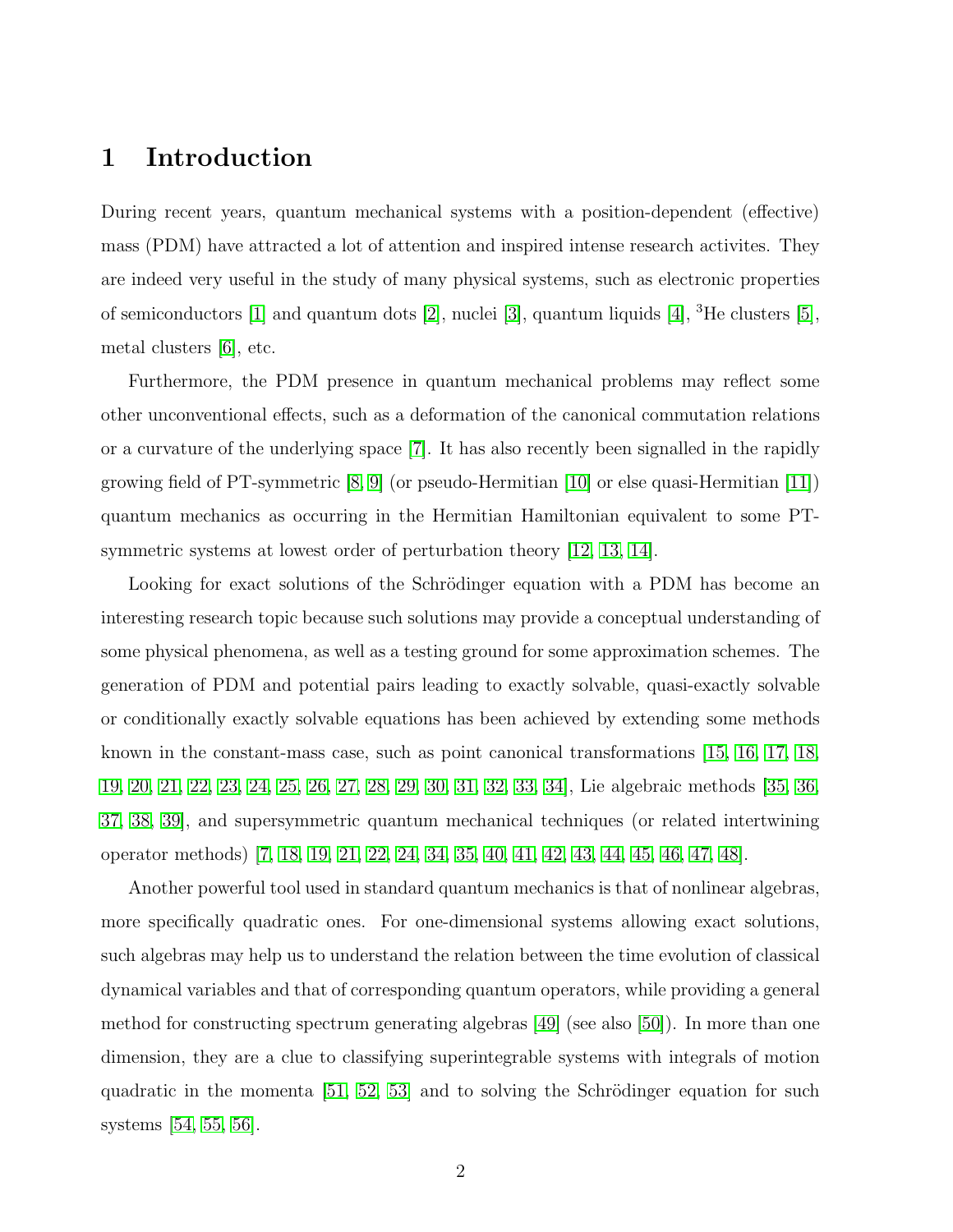# 1 Introduction

During recent years, quantum mechanical systems with a position-dependent (effective) mass (PDM) have attracted a lot of attention and inspired intense research activites. They are indeed very useful in the study of many physical systems, such as electronic properties of semiconductors [1] and quantum dots [2], nuclei [3], quantum liquids [4], $^3$He clusters [5], metal clusters [6], etc.

Furthermore, the PDM presence in quantum mechanical problems may reflect some other unconventional effects, such as a deformation of the canonical commutation relations or a curvature of the underlying space [7]. It has also recently been signalled in the rapidly growing field of PT-symmetric [8, 9] (or pseudo-Hermitian [10] or else quasi-Hermitian [11]) quantum mechanics as occurring in the Hermitian Hamiltonian equivalent to some PT-symmetric systems at lowest order of perturbation theory [12, 13, 14].

Looking for exact solutions of the Schrödinger equation with a PDM has become an interesting research topic because such solutions may provide a conceptual understanding of some physical phenomena, as well as a testing ground for some approximation schemes. The generation of PDM and potential pairs leading to exactly solvable, quasi-exactly solvable or conditionally exactly solvable equations has been achieved by extending some methods known in the constant-mass case, such as point canonical transformations [15, 16, 17, 18, 19, 20, 21, 22, 23, 24, 25, 26, 27, 28, 29, 30, 31, 32, 33, 34], Lie algebraic methods [35, 36, 37, 38, 39], and supersymmetric quantum mechanical techniques (or related intertwining operator methods) [7, 18, 19, 21, 22, 24, 34, 35, 40, 41, 42, 43, 44, 45, 46, 47, 48].

Another powerful tool used in standard quantum mechanics is that of nonlinear algebras, more specifically quadratic ones. For one-dimensional systems allowing exact solutions, such algebras may help us to understand the relation between the time evolution of classical dynamical variables and that of corresponding quantum operators, while providing a general method for constructing spectrum generating algebras [49] (see also [50]). In more than one dimension, they are a clue to classifying superintegrable systems with integrals of motion quadratic in the momenta [51, 52, 53] and to solving the Schrödinger equation for such systems [54, 55, 56].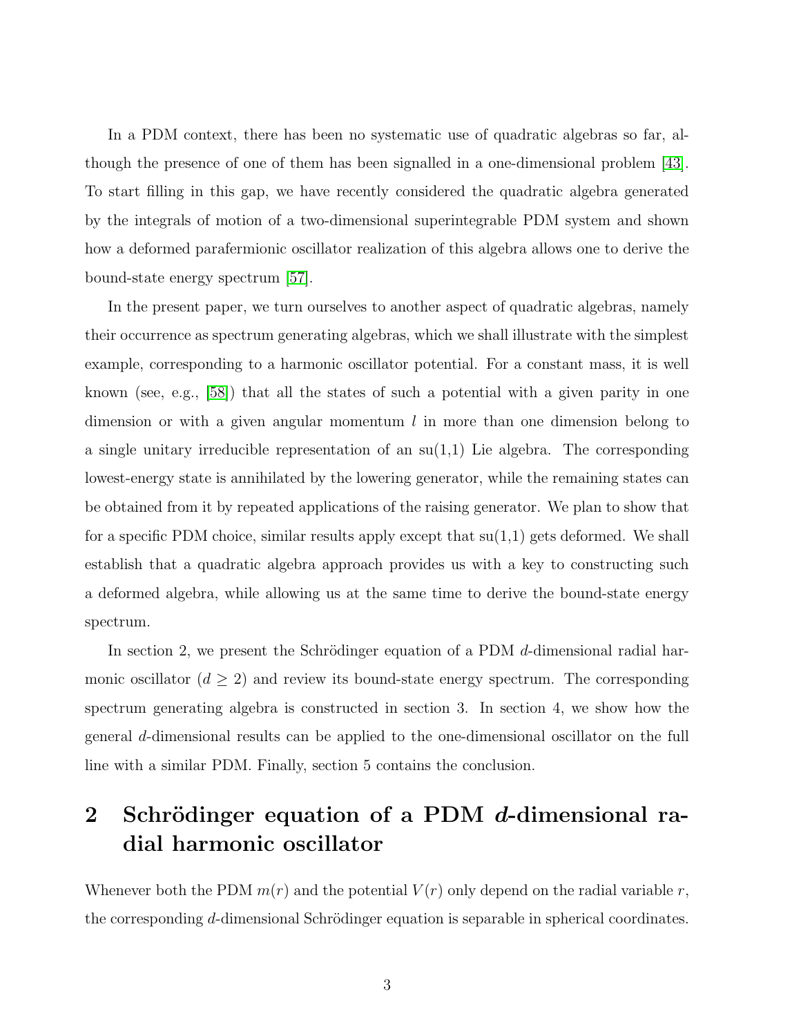In a PDM context, there has been no systematic use of quadratic algebras so far, although the presence of one of them has been signalled in a one-dimensional problem [43]. To start filling in this gap, we have recently considered the quadratic algebra generated by the integrals of motion of a two-dimensional superintegrable PDM system and shown how a deformed parafermionic oscillator realization of this algebra allows one to derive the bound-state energy spectrum [57].

In the present paper, we turn ourselves to another aspect of quadratic algebras, namely their occurrence as spectrum generating algebras, which we shall illustrate with the simplest example, corresponding to a harmonic oscillator potential. For a constant mass, it is well known (see, e.g., [58]) that all the states of such a potential with a given parity in one dimension or with a given angular momentum $l$ in more than one dimension belong to a single unitary irreducible representation of an su(1,1) Lie algebra. The corresponding lowest-energy state is annihilated by the lowering generator, while the remaining states can be obtained from it by repeated applications of the raising generator. We plan to show that for a specific PDM choice, similar results apply except that su(1,1) gets deformed. We shall establish that a quadratic algebra approach provides us with a key to constructing such a deformed algebra, while allowing us at the same time to derive the bound-state energy spectrum.

In section 2, we present the Schrödinger equation of a PDM $d$-dimensional radial harmonic oscillator ($d \geq 2$) and review its bound-state energy spectrum. The corresponding spectrum generating algebra is constructed in section 3. In section 4, we show how the general $d$-dimensional results can be applied to the one-dimensional oscillator on the full line with a similar PDM. Finally, section 5 contains the conclusion.

## 2 Schrödinger equation of a PDM $d$-dimensional radial harmonic oscillator

Whenever both the PDM $m(r)$ and the potential $V(r)$ only depend on the radial variable $r$, the corresponding $d$-dimensional Schrödinger equation is separable in spherical coordinates.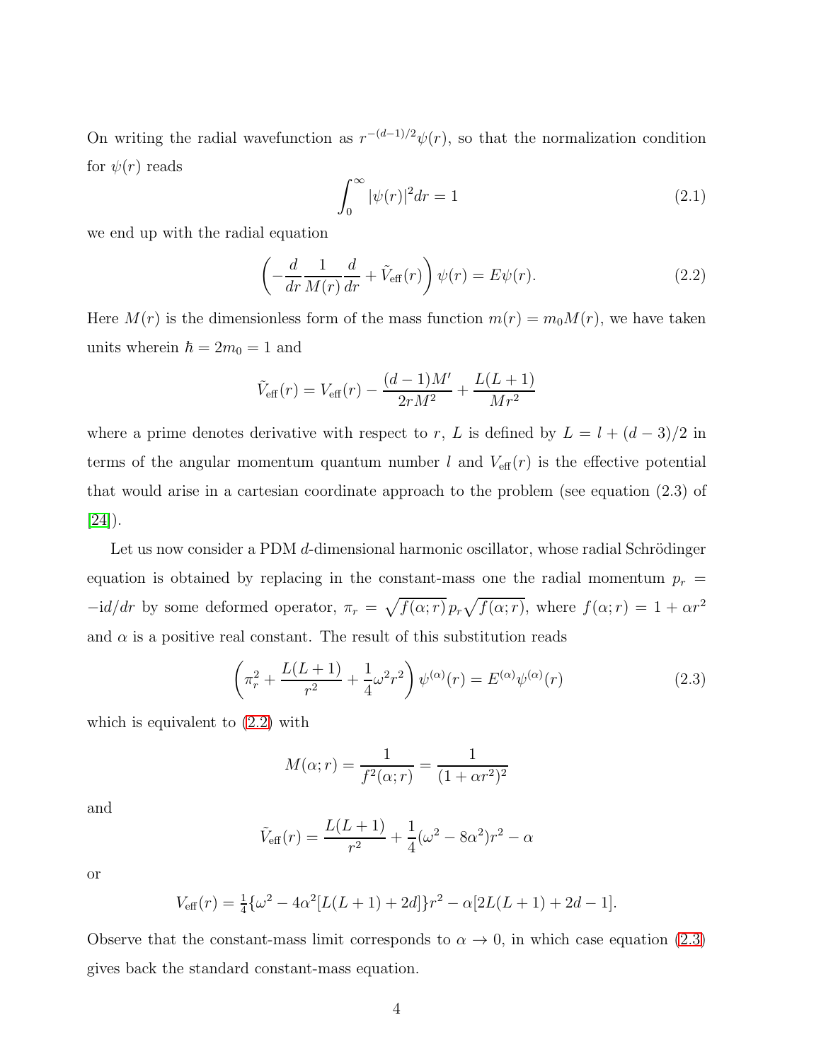On writing the radial wavefunction as $r^{-(d-1)/2}\psi(r)$, so that the normalization condition for $\psi(r)$ reads

$$\int_0^\infty |\psi(r)|^2 dr = 1 \tag{2.1}$$

we end up with the radial equation

$$\left(-\frac{d}{dr}\frac{1}{M(r)}\frac{d}{dr} + \tilde{V}_{\text{eff}}(r)\right)\psi(r) = E\psi(r). \tag{2.2}$$

Here $M(r)$ is the dimensionless form of the mass function $m(r) = m_0 M(r)$, we have taken units wherein $\hbar = 2m_0 = 1$ and

$$\tilde{V}_{\text{eff}}(r) = V_{\text{eff}}(r) - \frac{(d-1)M'}{2rM^2} + \frac{L(L+1)}{Mr^2}$$

where a prime denotes derivative with respect to $r$, $L$ is defined by $L = l + (d-3)/2$ in terms of the angular momentum quantum number $l$ and $V_{\text{eff}}(r)$ is the effective potential that would arise in a cartesian coordinate approach to the problem (see equation (2.3) of [24]).

Let us now consider a PDM $d$-dimensional harmonic oscillator, whose radial Schrödinger equation is obtained by replacing in the constant-mass one the radial momentum $p_r = -\mathrm{i}d/dr$ by some deformed operator, $\pi_r = \sqrt{f(\alpha;r)}\,p_r\sqrt{f(\alpha;r)}$, where $f(\alpha;r) = 1 + \alpha r^2$ and $\alpha$ is a positive real constant. The result of this substitution reads

$$\left(\pi_r^2 + \frac{L(L+1)}{r^2} + \frac{1}{4}\omega^2 r^2\right)\psi^{(\alpha)}(r) = E^{(\alpha)}\psi^{(\alpha)}(r) \tag{2.3}$$

which is equivalent to (2.2) with

$$M(\alpha;r) = \frac{1}{f^2(\alpha;r)} = \frac{1}{(1+\alpha r^2)^2}$$

and

$$\tilde{V}_{\text{eff}}(r) = \frac{L(L+1)}{r^2} + \frac{1}{4}(\omega^2 - 8\alpha^2)r^2 - \alpha$$

or

$$V_{\text{eff}}(r) = \tfrac{1}{4}\{\omega^2 - 4\alpha^2[L(L+1) + 2d]\}r^2 - \alpha[2L(L+1) + 2d - 1].$$

Observe that the constant-mass limit corresponds to $\alpha \to 0$, in which case equation (2.3) gives back the standard constant-mass equation.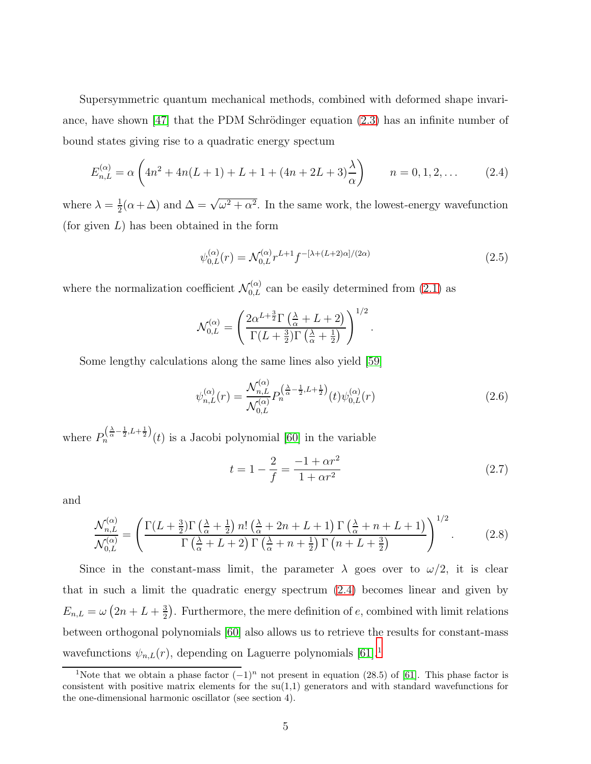Supersymmetric quantum mechanical methods, combined with deformed shape invariance, have shown [47] that the PDM Schrödinger equation (2.3) has an infinite number of bound states giving rise to a quadratic energy spectum

$$E_{n,L}^{(\alpha)} = \alpha \left( 4n^2 + 4n(L+1) + L + 1 + (4n + 2L + 3)\frac{\lambda}{\alpha} \right) \qquad n = 0, 1, 2, \ldots \tag{2.4}$$

where $\lambda = \frac{1}{2}(\alpha + \Delta)$ and $\Delta = \sqrt{\omega^2 + \alpha^2}$. In the same work, the lowest-energy wavefunction (for given $L$) has been obtained in the form

$$\psi_{0,L}^{(\alpha)}(r) = \mathcal{N}_{0,L}^{(\alpha)} r^{L+1} f^{-[\lambda + (L+2)\alpha]/(2\alpha)} \tag{2.5}$$

where the normalization coefficient $\mathcal{N}_{0,L}^{(\alpha)}$ can be easily determined from (2.1) as

$$\mathcal{N}_{0,L}^{(\alpha)} = \left( \frac{2\alpha^{L+\frac{3}{2}} \Gamma\left(\frac{\lambda}{\alpha} + L + 2\right)}{\Gamma(L + \frac{3}{2}) \Gamma\left(\frac{\lambda}{\alpha} + \frac{1}{2}\right)} \right)^{1/2}.$$

Some lengthy calculations along the same lines also yield [59]

$$\psi_{n,L}^{(\alpha)}(r) = \frac{\mathcal{N}_{n,L}^{(\alpha)}}{\mathcal{N}_{0,L}^{(\alpha)}} P_n^{\left(\frac{\lambda}{\alpha} - \frac{1}{2}, L + \frac{1}{2}\right)}(t) \psi_{0,L}^{(\alpha)}(r) \tag{2.6}$$

where $P_n^{\left(\frac{\lambda}{\alpha} - \frac{1}{2}, L + \frac{1}{2}\right)}(t)$ is a Jacobi polynomial [60] in the variable

$$t = 1 - \frac{2}{f} = \frac{-1 + \alpha r^2}{1 + \alpha r^2} \tag{2.7}$$

and

$$\frac{\mathcal{N}_{n,L}^{(\alpha)}}{\mathcal{N}_{0,L}^{(\alpha)}} = \left( \frac{\Gamma(L + \frac{3}{2}) \Gamma\left(\frac{\lambda}{\alpha} + \frac{1}{2}\right) n! \left(\frac{\lambda}{\alpha} + 2n + L + 1\right) \Gamma\left(\frac{\lambda}{\alpha} + n + L + 1\right)}{\Gamma\left(\frac{\lambda}{\alpha} + L + 2\right) \Gamma\left(\frac{\lambda}{\alpha} + n + \frac{1}{2}\right) \Gamma\left(n + L + \frac{3}{2}\right)} \right)^{1/2}. \tag{2.8}$$

Since in the constant-mass limit, the parameter $\lambda$ goes over to $\omega/2$, it is clear that in such a limit the quadratic energy spectrum (2.4) becomes linear and given by $E_{n,L} = \omega\left(2n + L + \frac{3}{2}\right)$. Furthermore, the mere definition of $e$, combined with limit relations between orthogonal polynomials [60] also allows us to retrieve the results for constant-mass wavefunctions $\psi_{n,L}(r)$, depending on Laguerre polynomials [61].[1]

[1] Note that we obtain a phase factor $(-1)^n$ not present in equation (28.5) of [61]. This phase factor is consistent with positive matrix elements for the su(1,1) generators and with standard wavefunctions for the one-dimensional harmonic oscillator (see section 4).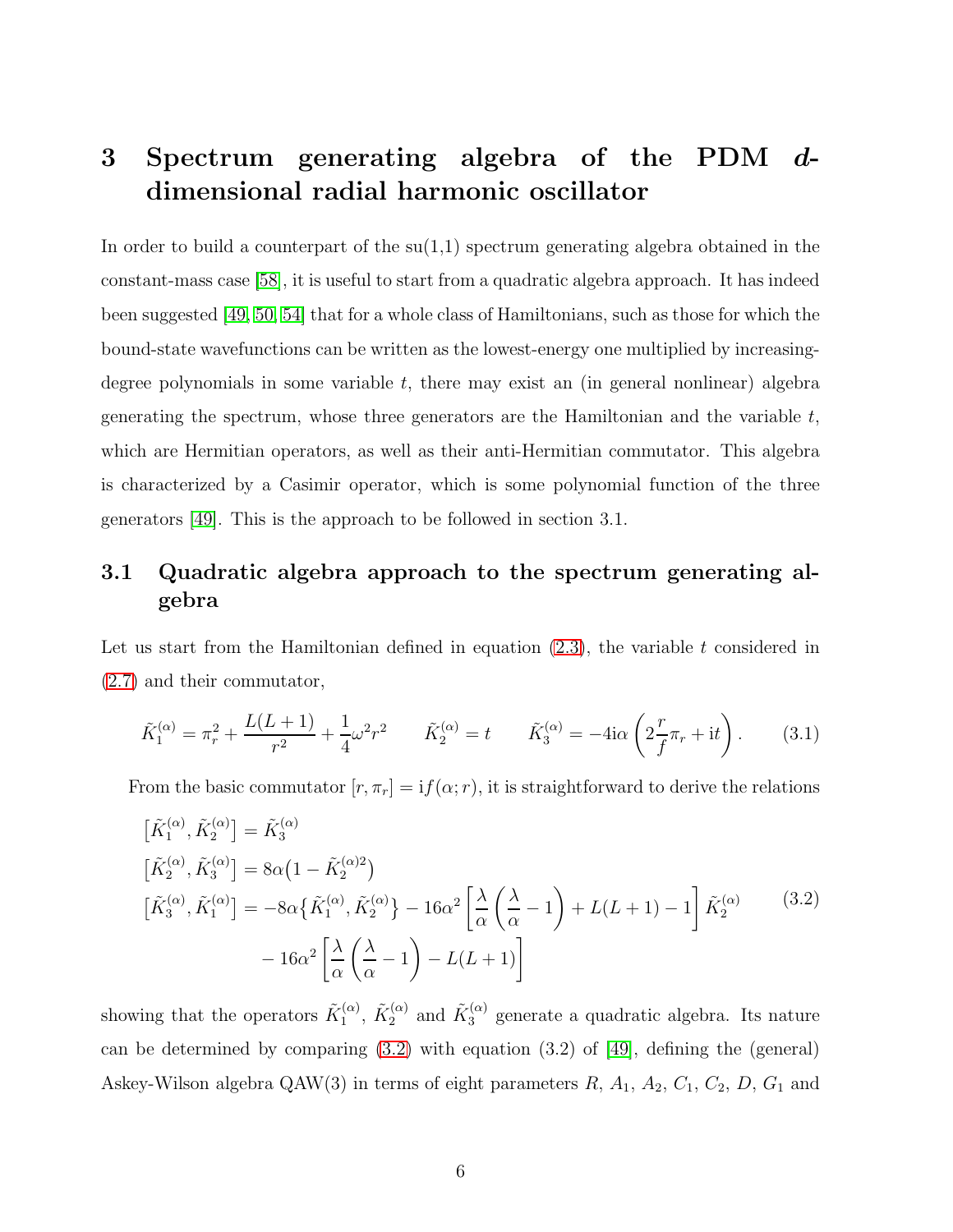# 3 Spectrum generating algebra of the PDM $d$-dimensional radial harmonic oscillator

In order to build a counterpart of the su(1,1) spectrum generating algebra obtained in the constant-mass case [58], it is useful to start from a quadratic algebra approach. It has indeed been suggested [49, 50, 54] that for a whole class of Hamiltonians, such as those for which the bound-state wavefunctions can be written as the lowest-energy one multiplied by increasing-degree polynomials in some variable $t$, there may exist an (in general nonlinear) algebra generating the spectrum, whose three generators are the Hamiltonian and the variable $t$, which are Hermitian operators, as well as their anti-Hermitian commutator. This algebra is characterized by a Casimir operator, which is some polynomial function of the three generators [49]. This is the approach to be followed in section 3.1.

## 3.1 Quadratic algebra approach to the spectrum generating algebra

Let us start from the Hamiltonian defined in equation (2.3), the variable $t$ considered in (2.7) and their commutator,

$$\tilde{K}_1^{(\alpha)} = \pi_r^2 + \frac{L(L+1)}{r^2} + \frac{1}{4}\omega^2 r^2 \qquad \tilde{K}_2^{(\alpha)} = t \qquad \tilde{K}_3^{(\alpha)} = -4\mathrm{i}\alpha\left(2\frac{r}{f}\pi_r + \mathrm{i}t\right). \tag{3.1}$$

From the basic commutator $[r, \pi_r] = \mathrm{i}f(\alpha; r)$, it is straightforward to derive the relations

$$\begin{aligned}
\left[\tilde{K}_1^{(\alpha)}, \tilde{K}_2^{(\alpha)}\right] &= \tilde{K}_3^{(\alpha)} \\
\left[\tilde{K}_2^{(\alpha)}, \tilde{K}_3^{(\alpha)}\right] &= 8\alpha\big(1 - \tilde{K}_2^{(\alpha)2}\big) \\
\left[\tilde{K}_3^{(\alpha)}, \tilde{K}_1^{(\alpha)}\right] &= -8\alpha\big\{\tilde{K}_1^{(\alpha)}, \tilde{K}_2^{(\alpha)}\big\} - 16\alpha^2\left[\frac{\lambda}{\alpha}\left(\frac{\lambda}{\alpha} - 1\right) + L(L+1) - 1\right]\tilde{K}_2^{(\alpha)} \\
&\quad - 16\alpha^2\left[\frac{\lambda}{\alpha}\left(\frac{\lambda}{\alpha} - 1\right) - L(L+1)\right]
\end{aligned} \tag{3.2}$$

showing that the operators $\tilde{K}_1^{(\alpha)}$, $\tilde{K}_2^{(\alpha)}$ and $\tilde{K}_3^{(\alpha)}$ generate a quadratic algebra. Its nature can be determined by comparing (3.2) with equation (3.2) of [49], defining the (general) Askey-Wilson algebra QAW(3) in terms of eight parameters $R$, $A_1$, $A_2$, $C_1$, $C_2$, $D$, $G_1$ and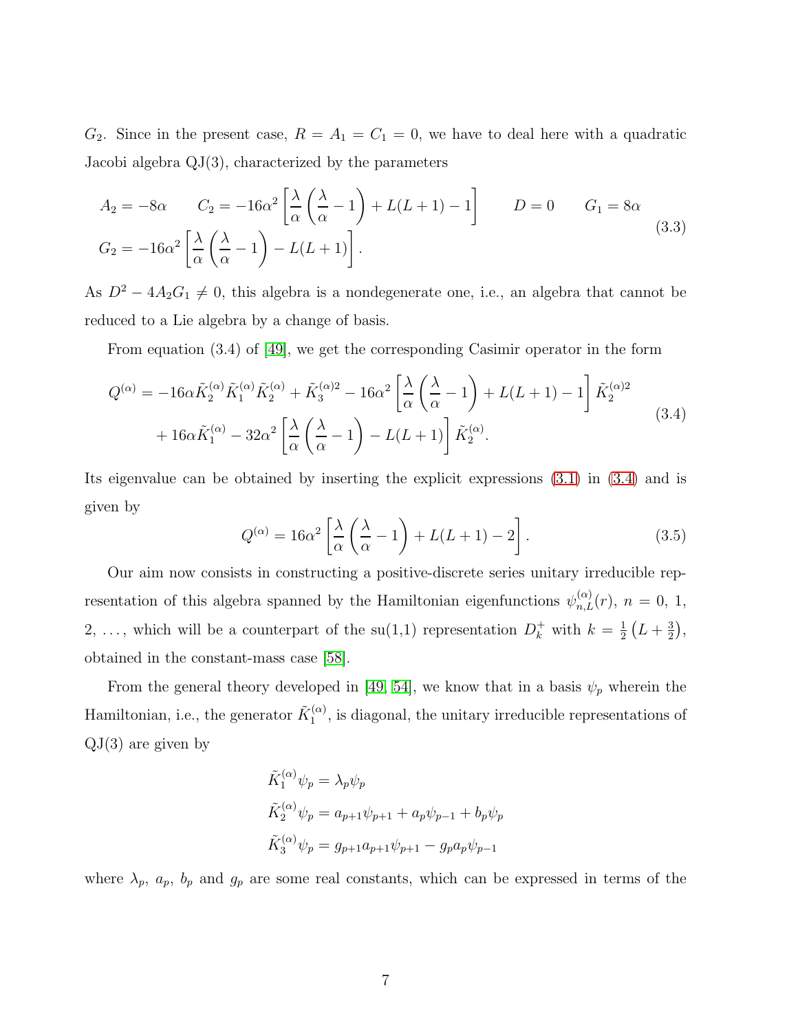$G_2$. Since in the present case, $R = A_1 = C_1 = 0$, we have to deal here with a quadratic Jacobi algebra QJ(3), characterized by the parameters

$$
\begin{aligned}
&A_2 = -8\alpha \qquad C_2 = -16\alpha^2\left[\frac{\lambda}{\alpha}\left(\frac{\lambda}{\alpha}-1\right)+L(L+1)-1\right] \qquad D = 0 \qquad G_1 = 8\alpha \\
&G_2 = -16\alpha^2\left[\frac{\lambda}{\alpha}\left(\frac{\lambda}{\alpha}-1\right)-L(L+1)\right].
\end{aligned}
\tag{3.3}
$$

As $D^2 - 4A_2G_1 \neq 0$, this algebra is a nondegenerate one, i.e., an algebra that cannot be reduced to a Lie algebra by a change of basis.

From equation (3.4) of [49], we get the corresponding Casimir operator in the form

$$
\begin{aligned}
Q^{(\alpha)} = &-16\alpha\tilde{K}_2^{(\alpha)}\tilde{K}_1^{(\alpha)}\tilde{K}_2^{(\alpha)} + \tilde{K}_3^{(\alpha)2} - 16\alpha^2\left[\frac{\lambda}{\alpha}\left(\frac{\lambda}{\alpha}-1\right)+L(L+1)-1\right]\tilde{K}_2^{(\alpha)2} \\
&+ 16\alpha\tilde{K}_1^{(\alpha)} - 32\alpha^2\left[\frac{\lambda}{\alpha}\left(\frac{\lambda}{\alpha}-1\right)-L(L+1)\right]\tilde{K}_2^{(\alpha)}.
\end{aligned}
\tag{3.4}
$$

Its eigenvalue can be obtained by inserting the explicit expressions (3.1) in (3.4) and is given by

$$
Q^{(\alpha)} = 16\alpha^2\left[\frac{\lambda}{\alpha}\left(\frac{\lambda}{\alpha}-1\right)+L(L+1)-2\right]. \tag{3.5}
$$

Our aim now consists in constructing a positive-discrete series unitary irreducible representation of this algebra spanned by the Hamiltonian eigenfunctions $\psi_{n,L}^{(\alpha)}(r)$, $n = 0$, 1, 2, …, which will be a counterpart of the su(1,1) representation $D_k^+$ with $k = \frac{1}{2}\left(L+\frac{3}{2}\right)$, obtained in the constant-mass case [58].

From the general theory developed in [49, 54], we know that in a basis $\psi_p$ wherein the Hamiltonian, i.e., the generator $\tilde{K}_1^{(\alpha)}$, is diagonal, the unitary irreducible representations of QJ(3) are given by

$$
\begin{aligned}
\tilde{K}_1^{(\alpha)}\psi_p &= \lambda_p\psi_p \\
\tilde{K}_2^{(\alpha)}\psi_p &= a_{p+1}\psi_{p+1} + a_p\psi_{p-1} + b_p\psi_p \\
\tilde{K}_3^{(\alpha)}\psi_p &= g_{p+1}a_{p+1}\psi_{p+1} - g_pa_p\psi_{p-1}
\end{aligned}
$$

where $\lambda_p$, $a_p$, $b_p$ and $g_p$ are some real constants, which can be expressed in terms of the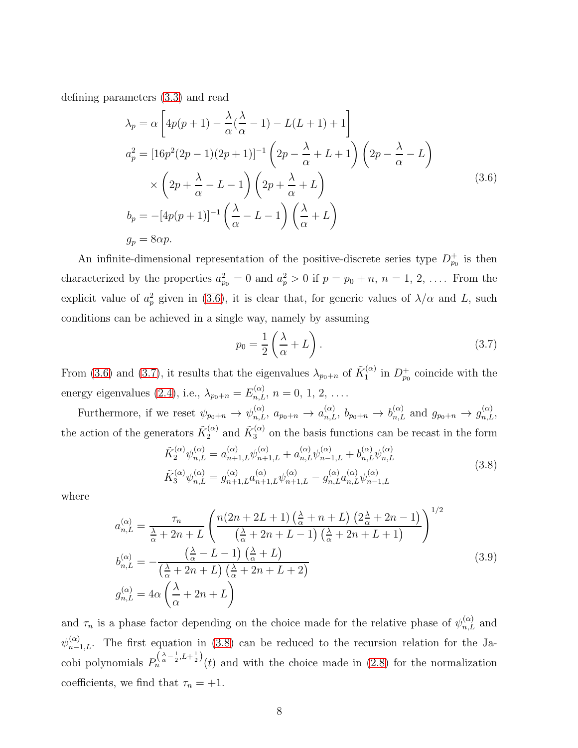defining parameters (3.3) and read

$$
\begin{aligned}
\lambda_p &= \alpha \left[ 4p(p+1) - \frac{\lambda}{\alpha}(\frac{\lambda}{\alpha} - 1) - L(L+1) + 1 \right] \\
a_p^2 &= [16p^2(2p-1)(2p+1)]^{-1} \left( 2p - \frac{\lambda}{\alpha} + L + 1 \right) \left( 2p - \frac{\lambda}{\alpha} - L \right) \\
&\quad \times \left( 2p + \frac{\lambda}{\alpha} - L - 1 \right) \left( 2p + \frac{\lambda}{\alpha} + L \right) \\
b_p &= -[4p(p+1)]^{-1} \left( \frac{\lambda}{\alpha} - L - 1 \right) \left( \frac{\lambda}{\alpha} + L \right) \\
g_p &= 8\alpha p.
\end{aligned}
\tag{3.6}
$$

An infinite-dimensional representation of the positive-discrete series type $D^+_{p_0}$ is then characterized by the properties $a^2_{p_0} = 0$ and $a^2_p > 0$ if $p = p_0 + n$, $n = 1, 2, \ldots$. From the explicit value of $a^2_p$ given in (3.6), it is clear that, for generic values of $\lambda/\alpha$ and $L$, such conditions can be achieved in a single way, namely by assuming

$$
p_0 = \frac{1}{2} \left( \frac{\lambda}{\alpha} + L \right). \tag{3.7}
$$

From (3.6) and (3.7), it results that the eigenvalues $\lambda_{p_0+n}$ of $\tilde{K}^{(\alpha)}_1$ in $D^+_{p_0}$ coincide with the energy eigenvalues (2.4), i.e., $\lambda_{p_0+n} = E^{(\alpha)}_{n,L}$, $n = 0, 1, 2, \ldots$.

Furthermore, if we reset $\psi_{p_0+n} \to \psi^{(\alpha)}_{n,L}$, $a_{p_0+n} \to a^{(\alpha)}_{n,L}$, $b_{p_0+n} \to b^{(\alpha)}_{n,L}$ and $g_{p_0+n} \to g^{(\alpha)}_{n,L}$, the action of the generators $\tilde{K}^{(\alpha)}_2$ and $\tilde{K}^{(\alpha)}_3$ on the basis functions can be recast in the form

$$
\begin{aligned}
\tilde{K}^{(\alpha)}_2 \psi^{(\alpha)}_{n,L} &= a^{(\alpha)}_{n+1,L} \psi^{(\alpha)}_{n+1,L} + a^{(\alpha)}_{n,L} \psi^{(\alpha)}_{n-1,L} + b^{(\alpha)}_{n,L} \psi^{(\alpha)}_{n,L} \\
\tilde{K}^{(\alpha)}_3 \psi^{(\alpha)}_{n,L} &= g^{(\alpha)}_{n+1,L} a^{(\alpha)}_{n+1,L} \psi^{(\alpha)}_{n+1,L} - g^{(\alpha)}_{n,L} a^{(\alpha)}_{n,L} \psi^{(\alpha)}_{n-1,L}
\end{aligned}
\tag{3.8}
$$

where

$$
\begin{aligned}
a^{(\alpha)}_{n,L} &= \frac{\tau_n}{\frac{\lambda}{\alpha} + 2n + L} \left( \frac{n(2n+2L+1)\left(\frac{\lambda}{\alpha} + n + L\right)\left(2\frac{\lambda}{\alpha} + 2n - 1\right)}{\left(\frac{\lambda}{\alpha} + 2n + L - 1\right)\left(\frac{\lambda}{\alpha} + 2n + L + 1\right)} \right)^{1/2} \\
b^{(\alpha)}_{n,L} &= -\frac{\left(\frac{\lambda}{\alpha} - L - 1\right)\left(\frac{\lambda}{\alpha} + L\right)}{\left(\frac{\lambda}{\alpha} + 2n + L\right)\left(\frac{\lambda}{\alpha} + 2n + L + 2\right)} \\
g^{(\alpha)}_{n,L} &= 4\alpha \left( \frac{\lambda}{\alpha} + 2n + L \right)
\end{aligned}
\tag{3.9}
$$

and $\tau_n$ is a phase factor depending on the choice made for the relative phase of $\psi^{(\alpha)}_{n,L}$ and $\psi^{(\alpha)}_{n-1,L}$. The first equation in (3.8) can be reduced to the recursion relation for the Jacobi polynomials $P_n^{\left(\frac{\lambda}{\alpha}-\frac{1}{2}, L+\frac{1}{2}\right)}(t)$ and with the choice made in (2.8) for the normalization coefficients, we find that $\tau_n = +1$.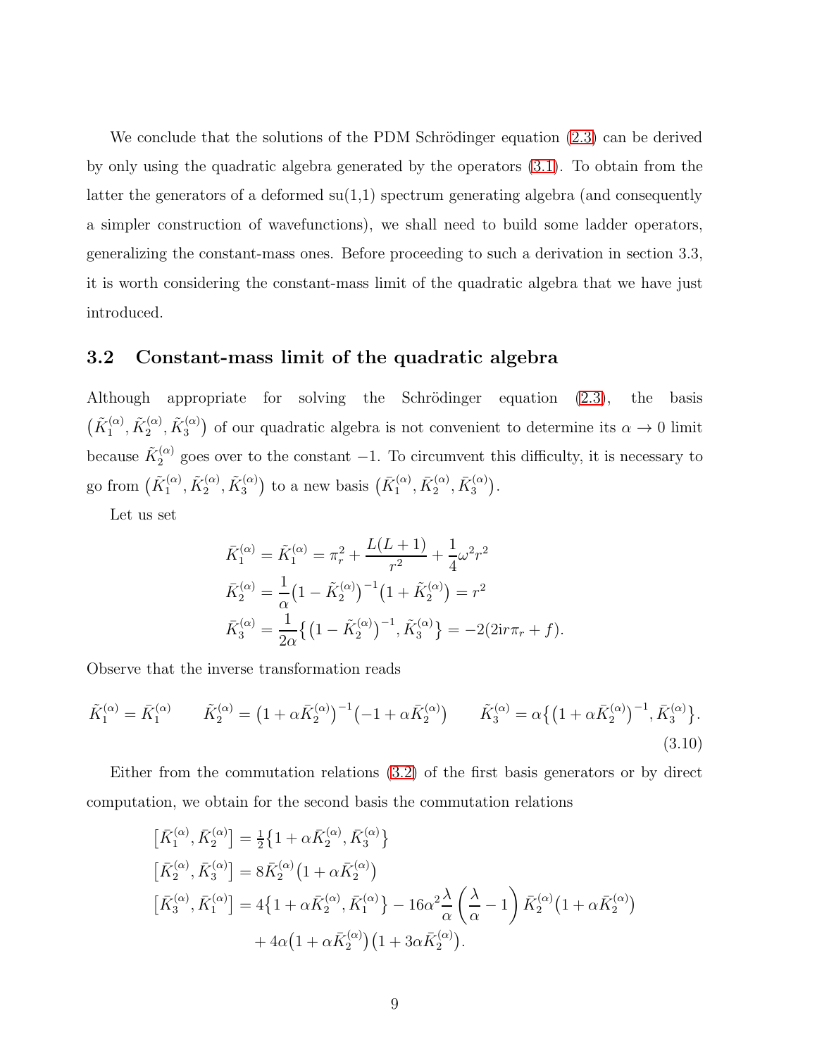We conclude that the solutions of the PDM Schrödinger equation (2.3) can be derived by only using the quadratic algebra generated by the operators (3.1). To obtain from the latter the generators of a deformed su(1,1) spectrum generating algebra (and consequently a simpler construction of wavefunctions), we shall need to build some ladder operators, generalizing the constant-mass ones. Before proceeding to such a derivation in section 3.3, it is worth considering the constant-mass limit of the quadratic algebra that we have just introduced.

### 3.2 Constant-mass limit of the quadratic algebra

Although appropriate for solving the Schrödinger equation (2.3), the basis $\big(\tilde{K}_1^{(\alpha)}, \tilde{K}_2^{(\alpha)}, \tilde{K}_3^{(\alpha)}\big)$ of our quadratic algebra is not convenient to determine its $\alpha \to 0$ limit because $\tilde{K}_2^{(\alpha)}$ goes over to the constant $-1$. To circumvent this difficulty, it is necessary to go from $\big(\tilde{K}_1^{(\alpha)}, \tilde{K}_2^{(\alpha)}, \tilde{K}_3^{(\alpha)}\big)$ to a new basis $\big(\bar{K}_1^{(\alpha)}, \bar{K}_2^{(\alpha)}, \bar{K}_3^{(\alpha)}\big)$.

Let us set

$$
\begin{aligned}
\bar{K}_1^{(\alpha)} &= \tilde{K}_1^{(\alpha)} = \pi_r^2 + \frac{L(L+1)}{r^2} + \frac{1}{4}\omega^2 r^2 \\
\bar{K}_2^{(\alpha)} &= \frac{1}{\alpha}\big(1 - \tilde{K}_2^{(\alpha)}\big)^{-1}\big(1 + \tilde{K}_2^{(\alpha)}\big) = r^2 \\
\bar{K}_3^{(\alpha)} &= \frac{1}{2\alpha}\big\{\big(1 - \tilde{K}_2^{(\alpha)}\big)^{-1}, \tilde{K}_3^{(\alpha)}\big\} = -2(2\mathrm{i} r \pi_r + f).
\end{aligned}
$$

Observe that the inverse transformation reads

$$
\tilde{K}_1^{(\alpha)} = \bar{K}_1^{(\alpha)} \qquad \tilde{K}_2^{(\alpha)} = \big(1 + \alpha \bar{K}_2^{(\alpha)}\big)^{-1}\big(-1 + \alpha \bar{K}_2^{(\alpha)}\big) \qquad \tilde{K}_3^{(\alpha)} = \alpha\big\{\big(1 + \alpha \bar{K}_2^{(\alpha)}\big)^{-1}, \bar{K}_3^{(\alpha)}\big\}. \tag{3.10}
$$

Either from the commutation relations (3.2) of the first basis generators or by direct computation, we obtain for the second basis the commutation relations

$$
\begin{aligned}
\big[\bar{K}_1^{(\alpha)}, \bar{K}_2^{(\alpha)}\big] &= \tfrac{1}{2}\big\{1 + \alpha \bar{K}_2^{(\alpha)}, \bar{K}_3^{(\alpha)}\big\} \\
\big[\bar{K}_2^{(\alpha)}, \bar{K}_3^{(\alpha)}\big] &= 8 \bar{K}_2^{(\alpha)}\big(1 + \alpha \bar{K}_2^{(\alpha)}\big) \\
\big[\bar{K}_3^{(\alpha)}, \bar{K}_1^{(\alpha)}\big] &= 4\big\{1 + \alpha \bar{K}_2^{(\alpha)}, \bar{K}_1^{(\alpha)}\big\} - 16\alpha^2 \frac{\lambda}{\alpha}\left(\frac{\lambda}{\alpha} - 1\right) \bar{K}_2^{(\alpha)}\big(1 + \alpha \bar{K}_2^{(\alpha)}\big) \\
&\quad + 4\alpha\big(1 + \alpha \bar{K}_2^{(\alpha)}\big)\big(1 + 3\alpha \bar{K}_2^{(\alpha)}\big).
\end{aligned}
$$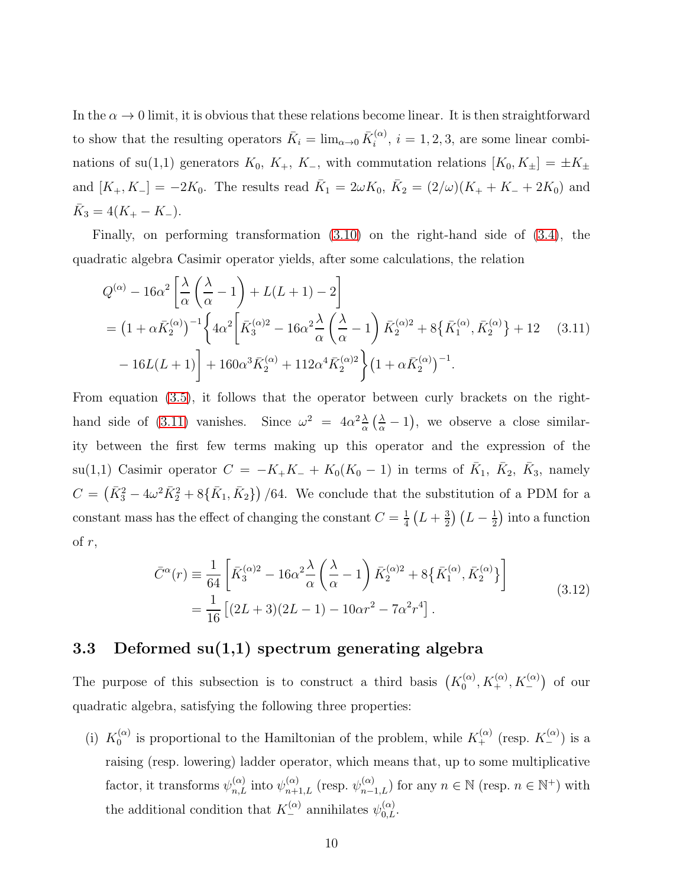In the $\alpha \to 0$ limit, it is obvious that these relations become linear. It is then straightforward to show that the resulting operators $\bar{K}_i = \lim_{\alpha\to 0} \bar{K}_i^{(\alpha)}$, $i = 1, 2, 3$, are some linear combinations of su(1,1) generators $K_0$, $K_+$, $K_-$, with commutation relations $[K_0, K_\pm] = \pm K_\pm$ and $[K_+, K_-] = -2K_0$. The results read $\bar{K}_1 = 2\omega K_0$, $\bar{K}_2 = (2/\omega)(K_+ + K_- + 2K_0)$ and $\bar{K}_3 = 4(K_+ - K_-)$.

Finally, on performing transformation (3.10) on the right-hand side of (3.4), the quadratic algebra Casimir operator yields, after some calculations, the relation

$$
\begin{aligned}
&Q^{(\alpha)} - 16\alpha^2 \left[\frac{\lambda}{\alpha}\left(\frac{\lambda}{\alpha} - 1\right) + L(L+1) - 2\right] \\
&= \left(1 + \alpha\bar{K}_2^{(\alpha)}\right)^{-1} \Bigg\{ 4\alpha^2 \Bigg[ \bar{K}_3^{(\alpha)2} - 16\alpha^2 \frac{\lambda}{\alpha}\left(\frac{\lambda}{\alpha} - 1\right) \bar{K}_2^{(\alpha)2} + 8\{\bar{K}_1^{(\alpha)}, \bar{K}_2^{(\alpha)}\} + 12 \\
&\quad - 16L(L+1) \Bigg] + 160\alpha^3 \bar{K}_2^{(\alpha)} + 112\alpha^4 \bar{K}_2^{(\alpha)2} \Bigg\} \left(1 + \alpha\bar{K}_2^{(\alpha)}\right)^{-1}.
\end{aligned} \tag{3.11}
$$

From equation (3.5), it follows that the operator between curly brackets on the right-hand side of (3.11) vanishes. Since $\omega^2 = 4\alpha^2 \frac{\lambda}{\alpha}\left(\frac{\lambda}{\alpha} - 1\right)$, we observe a close similarity between the first few terms making up this operator and the expression of the su(1,1) Casimir operator $C = -K_+K_- + K_0(K_0 - 1)$ in terms of $\bar{K}_1$, $\bar{K}_2$, $\bar{K}_3$, namely $C = \left(\bar{K}_3^2 - 4\omega^2 \bar{K}_2^2 + 8\{\bar{K}_1, \bar{K}_2\}\right)/64$. We conclude that the substitution of a PDM for a constant mass has the effect of changing the constant $C = \frac{1}{4}\left(L + \frac{3}{2}\right)\left(L - \frac{1}{2}\right)$ into a function of $r$,

$$
\begin{aligned}
\bar{C}^\alpha(r) &\equiv \frac{1}{64}\left[\bar{K}_3^{(\alpha)2} - 16\alpha^2 \frac{\lambda}{\alpha}\left(\frac{\lambda}{\alpha} - 1\right) \bar{K}_2^{(\alpha)2} + 8\{\bar{K}_1^{(\alpha)}, \bar{K}_2^{(\alpha)}\}\right] \\
&= \frac{1}{16}\left[(2L+3)(2L-1) - 10\alpha r^2 - 7\alpha^2 r^4\right].
\end{aligned} \tag{3.12}
$$

### 3.3 Deformed su(1,1) spectrum generating algebra

The purpose of this subsection is to construct a third basis $\left(K_0^{(\alpha)}, K_+^{(\alpha)}, K_-^{(\alpha)}\right)$ of our quadratic algebra, satisfying the following three properties:

(i) $K_0^{(\alpha)}$ is proportional to the Hamiltonian of the problem, while $K_+^{(\alpha)}$ (resp. $K_-^{(\alpha)}$) is a raising (resp. lowering) ladder operator, which means that, up to some multiplicative factor, it transforms $\psi_{n,L}^{(\alpha)}$ into $\psi_{n+1,L}^{(\alpha)}$ (resp. $\psi_{n-1,L}^{(\alpha)}$) for any $n \in \mathbb{N}$ (resp. $n \in \mathbb{N}^+$) with the additional condition that $K_-^{(\alpha)}$ annihilates $\psi_{0,L}^{(\alpha)}$.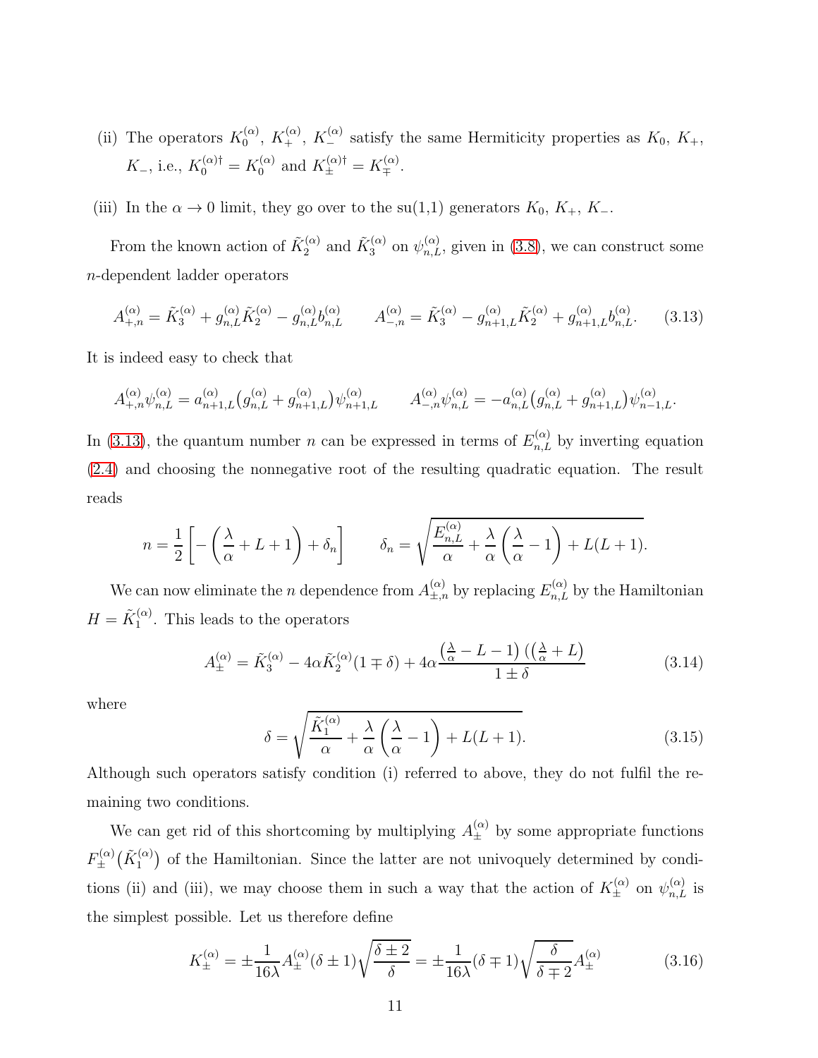(ii) The operators $K_0^{(\alpha)}$, $K_+^{(\alpha)}$, $K_-^{(\alpha)}$ satisfy the same Hermiticity properties as $K_0$, $K_+$, $K_-$, i.e., $K_0^{(\alpha)\dagger} = K_0^{(\alpha)}$ and $K_\pm^{(\alpha)\dagger} = K_\mp^{(\alpha)}$.

(iii) In the $\alpha \to 0$ limit, they go over to the su(1,1) generators $K_0$, $K_+$, $K_-$.

From the known action of $\tilde{K}_2^{(\alpha)}$ and $\tilde{K}_3^{(\alpha)}$ on $\psi_{n,L}^{(\alpha)}$, given in (3.8), we can construct some $n$-dependent ladder operators

$$A_{+,n}^{(\alpha)} = \tilde{K}_3^{(\alpha)} + g_{n,L}^{(\alpha)} \tilde{K}_2^{(\alpha)} - g_{n,L}^{(\alpha)} b_{n,L}^{(\alpha)} \qquad A_{-,n}^{(\alpha)} = \tilde{K}_3^{(\alpha)} - g_{n+1,L}^{(\alpha)} \tilde{K}_2^{(\alpha)} + g_{n+1,L}^{(\alpha)} b_{n,L}^{(\alpha)}. \tag{3.13}$$

It is indeed easy to check that

$$A_{+,n}^{(\alpha)} \psi_{n,L}^{(\alpha)} = a_{n+1,L}^{(\alpha)} \big(g_{n,L}^{(\alpha)} + g_{n+1,L}^{(\alpha)}\big) \psi_{n+1,L}^{(\alpha)} \qquad A_{-,n}^{(\alpha)} \psi_{n,L}^{(\alpha)} = -a_{n,L}^{(\alpha)} \big(g_{n,L}^{(\alpha)} + g_{n+1,L}^{(\alpha)}\big) \psi_{n-1,L}^{(\alpha)}.$$

In (3.13), the quantum number $n$ can be expressed in terms of $E_{n,L}^{(\alpha)}$ by inverting equation (2.4) and choosing the nonnegative root of the resulting quadratic equation. The result reads

$$n = \frac{1}{2}\left[-\left(\frac{\lambda}{\alpha} + L + 1\right) + \delta_n\right] \qquad \delta_n = \sqrt{\frac{E_{n,L}^{(\alpha)}}{\alpha} + \frac{\lambda}{\alpha}\left(\frac{\lambda}{\alpha} - 1\right) + L(L+1)}.$$

We can now eliminate the $n$ dependence from $A_{\pm,n}^{(\alpha)}$ by replacing $E_{n,L}^{(\alpha)}$ by the Hamiltonian $H = \tilde{K}_1^{(\alpha)}$. This leads to the operators

$$A_\pm^{(\alpha)} = \tilde{K}_3^{(\alpha)} - 4\alpha \tilde{K}_2^{(\alpha)} (1 \mp \delta) + 4\alpha \frac{\left(\frac{\lambda}{\alpha} - L - 1\right)\left(\left(\frac{\lambda}{\alpha} + L\right)\right.}{1 \pm \delta} \tag{3.14}$$

where

$$\delta = \sqrt{\frac{\tilde{K}_1^{(\alpha)}}{\alpha} + \frac{\lambda}{\alpha}\left(\frac{\lambda}{\alpha} - 1\right) + L(L+1)}. \tag{3.15}$$

Although such operators satisfy condition (i) referred to above, they do not fulfil the remaining two conditions.

We can get rid of this shortcoming by multiplying $A_\pm^{(\alpha)}$ by some appropriate functions $F_\pm^{(\alpha)}\big(\tilde{K}_1^{(\alpha)}\big)$ of the Hamiltonian. Since the latter are not univoquely determined by conditions (ii) and (iii), we may choose them in such a way that the action of $K_\pm^{(\alpha)}$ on $\psi_{n,L}^{(\alpha)}$ is the simplest possible. Let us therefore define

$$K_\pm^{(\alpha)} = \pm \frac{1}{16\lambda} A_\pm^{(\alpha)} (\delta \pm 1) \sqrt{\frac{\delta \pm 2}{\delta}} = \pm \frac{1}{16\lambda} (\delta \mp 1) \sqrt{\frac{\delta}{\delta \mp 2}} A_\pm^{(\alpha)} \tag{3.16}$$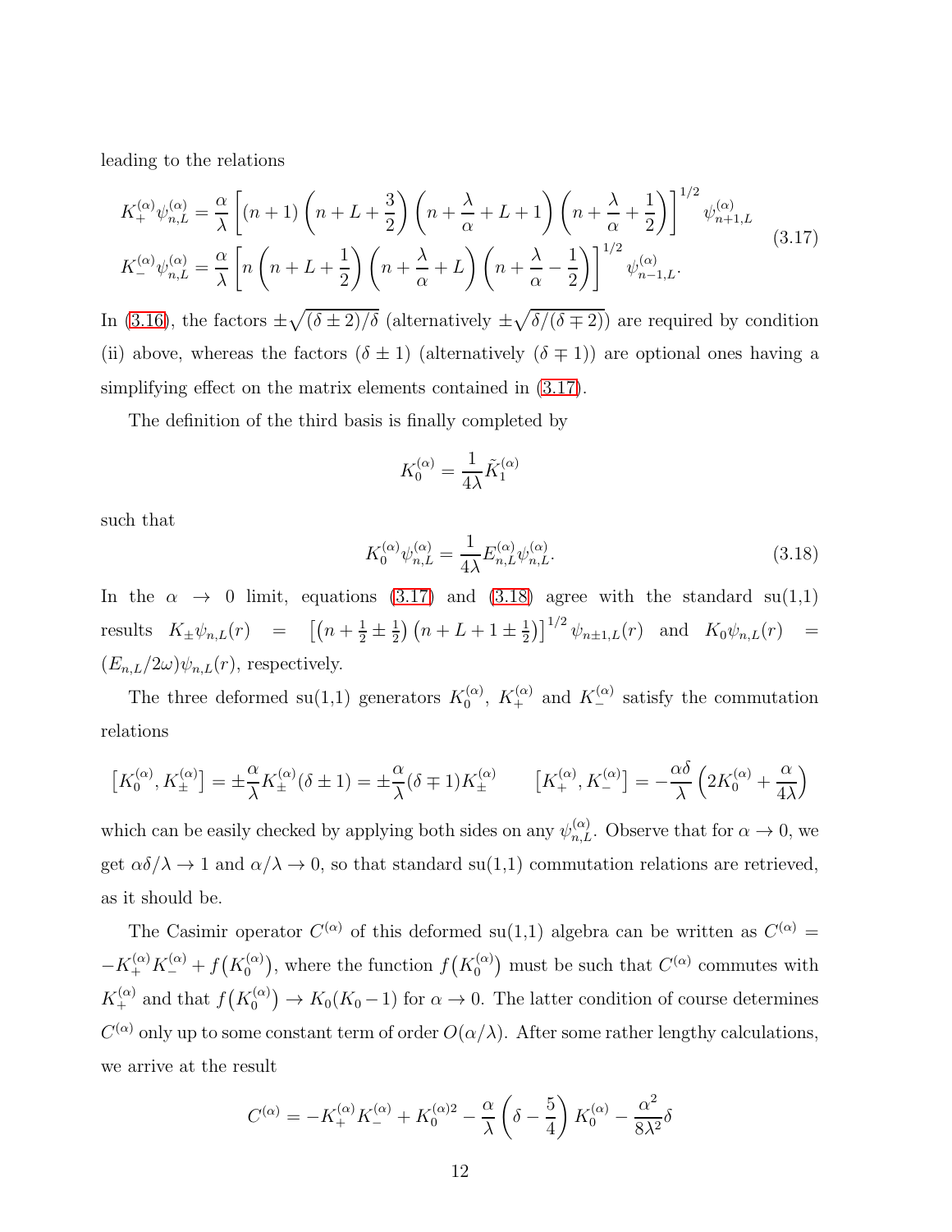leading to the relations

$$
\begin{aligned}
K_+^{(\alpha)}\psi_{n,L}^{(\alpha)} &= \frac{\alpha}{\lambda}\left[(n+1)\left(n+L+\frac{3}{2}\right)\left(n+\frac{\lambda}{\alpha}+L+1\right)\left(n+\frac{\lambda}{\alpha}+\frac{1}{2}\right)\right]^{1/2}\psi_{n+1,L}^{(\alpha)} \\
K_-^{(\alpha)}\psi_{n,L}^{(\alpha)} &= \frac{\alpha}{\lambda}\left[n\left(n+L+\frac{1}{2}\right)\left(n+\frac{\lambda}{\alpha}+L\right)\left(n+\frac{\lambda}{\alpha}-\frac{1}{2}\right)\right]^{1/2}\psi_{n-1,L}^{(\alpha)}.
\end{aligned}
\tag{3.17}
$$

In (3.16), the factors $\pm\sqrt{(\delta\pm 2)/\delta}$ (alternatively $\pm\sqrt{\delta/(\delta\mp 2)}$) are required by condition (ii) above, whereas the factors $(\delta\pm 1)$ (alternatively $(\delta\mp 1)$) are optional ones having a simplifying effect on the matrix elements contained in (3.17).

The definition of the third basis is finally completed by

$$
K_0^{(\alpha)} = \frac{1}{4\lambda}\tilde{K}_1^{(\alpha)}
$$

such that

$$
K_0^{(\alpha)}\psi_{n,L}^{(\alpha)} = \frac{1}{4\lambda}E_{n,L}^{(\alpha)}\psi_{n,L}^{(\alpha)}. \tag{3.18}
$$

In the $\alpha \to 0$ limit, equations (3.17) and (3.18) agree with the standard su(1,1) results $K_\pm\psi_{n,L}(r) = \left[\left(n+\frac{1}{2}\pm\frac{1}{2}\right)\left(n+L+1\pm\frac{1}{2}\right)\right]^{1/2}\psi_{n\pm1,L}(r)$ and $K_0\psi_{n,L}(r) = (E_{n,L}/2\omega)\psi_{n,L}(r)$, respectively.

The three deformed su(1,1) generators $K_0^{(\alpha)}$, $K_+^{(\alpha)}$ and $K_-^{(\alpha)}$ satisfy the commutation relations

$$
\left[K_0^{(\alpha)}, K_\pm^{(\alpha)}\right] = \pm\frac{\alpha}{\lambda}K_\pm^{(\alpha)}(\delta\pm 1) = \pm\frac{\alpha}{\lambda}(\delta\mp 1)K_\pm^{(\alpha)} \qquad \left[K_+^{(\alpha)}, K_-^{(\alpha)}\right] = -\frac{\alpha\delta}{\lambda}\left(2K_0^{(\alpha)}+\frac{\alpha}{4\lambda}\right)
$$

which can be easily checked by applying both sides on any $\psi_{n,L}^{(\alpha)}$. Observe that for $\alpha\to 0$, we get $\alpha\delta/\lambda \to 1$ and $\alpha/\lambda \to 0$, so that standard su(1,1) commutation relations are retrieved, as it should be.

The Casimir operator $C^{(\alpha)}$ of this deformed su(1,1) algebra can be written as $C^{(\alpha)} = -K_+^{(\alpha)}K_-^{(\alpha)} + f\big(K_0^{(\alpha)}\big)$, where the function $f\big(K_0^{(\alpha)}\big)$ must be such that $C^{(\alpha)}$ commutes with $K_+^{(\alpha)}$ and that $f\big(K_0^{(\alpha)}\big) \to K_0(K_0-1)$ for $\alpha\to 0$. The latter condition of course determines $C^{(\alpha)}$ only up to some constant term of order $O(\alpha/\lambda)$. After some rather lengthy calculations, we arrive at the result

$$
C^{(\alpha)} = -K_+^{(\alpha)}K_-^{(\alpha)} + K_0^{(\alpha)2} - \frac{\alpha}{\lambda}\left(\delta-\frac{5}{4}\right)K_0^{(\alpha)} - \frac{\alpha^2}{8\lambda^2}\delta
$$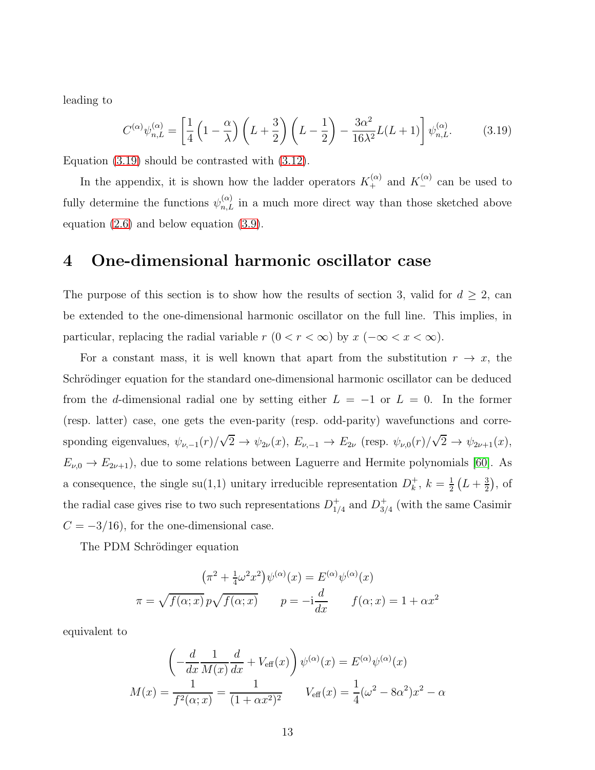leading to

$$
C^{(\alpha)}\psi_{n,L}^{(\alpha)} = \left[\frac{1}{4}\left(1-\frac{\alpha}{\lambda}\right)\left(L+\frac{3}{2}\right)\left(L-\frac{1}{2}\right) - \frac{3\alpha^2}{16\lambda^2}L(L+1)\right]\psi_{n,L}^{(\alpha)}. \tag{3.19}
$$

Equation (3.19) should be contrasted with (3.12).

In the appendix, it is shown how the ladder operators $K_+^{(\alpha)}$ and $K_-^{(\alpha)}$ can be used to fully determine the functions $\psi_{n,L}^{(\alpha)}$ in a much more direct way than those sketched above equation (2.6) and below equation (3.9).

# 4 One-dimensional harmonic oscillator case

The purpose of this section is to show how the results of section 3, valid for $d \geq 2$, can be extended to the one-dimensional harmonic oscillator on the full line. This implies, in particular, replacing the radial variable $r$ ($0 < r < \infty$) by $x$ ($-\infty < x < \infty$).

For a constant mass, it is well known that apart from the substitution $r \to x$, the Schrödinger equation for the standard one-dimensional harmonic oscillator can be deduced from the $d$-dimensional radial one by setting either $L = -1$ or $L = 0$. In the former (resp. latter) case, one gets the even-parity (resp. odd-parity) wavefunctions and corresponding eigenvalues, $\psi_{\nu,-1}(r)/\sqrt{2} \to \psi_{2\nu}(x)$, $E_{\nu,-1} \to E_{2\nu}$ (resp. $\psi_{\nu,0}(r)/\sqrt{2} \to \psi_{2\nu+1}(x)$, $E_{\nu,0} \to E_{2\nu+1}$), due to some relations between Laguerre and Hermite polynomials [60]. As a consequence, the single su(1,1) unitary irreducible representation $D_k^+$, $k = \frac{1}{2}\left(L + \frac{3}{2}\right)$, of the radial case gives rise to two such representations $D_{1/4}^+$ and $D_{3/4}^+$ (with the same Casimir $C = -3/16$), for the one-dimensional case.

The PDM Schrödinger equation

$$
\left(\pi^2 + \tfrac{1}{4}\omega^2 x^2\right)\psi^{(\alpha)}(x) = E^{(\alpha)}\psi^{(\alpha)}(x)
$$

$$
\pi = \sqrt{f(\alpha;x)}\,p\sqrt{f(\alpha;x)} \qquad p = -\mathrm{i}\frac{d}{dx} \qquad f(\alpha;x) = 1 + \alpha x^2
$$

equivalent to

$$
\left(-\frac{d}{dx}\frac{1}{M(x)}\frac{d}{dx} + V_{\text{eff}}(x)\right)\psi^{(\alpha)}(x) = E^{(\alpha)}\psi^{(\alpha)}(x)
$$

$$
M(x) = \frac{1}{f^2(\alpha;x)} = \frac{1}{(1+\alpha x^2)^2} \qquad V_{\text{eff}}(x) = \frac{1}{4}(\omega^2 - 8\alpha^2)x^2 - \alpha
$$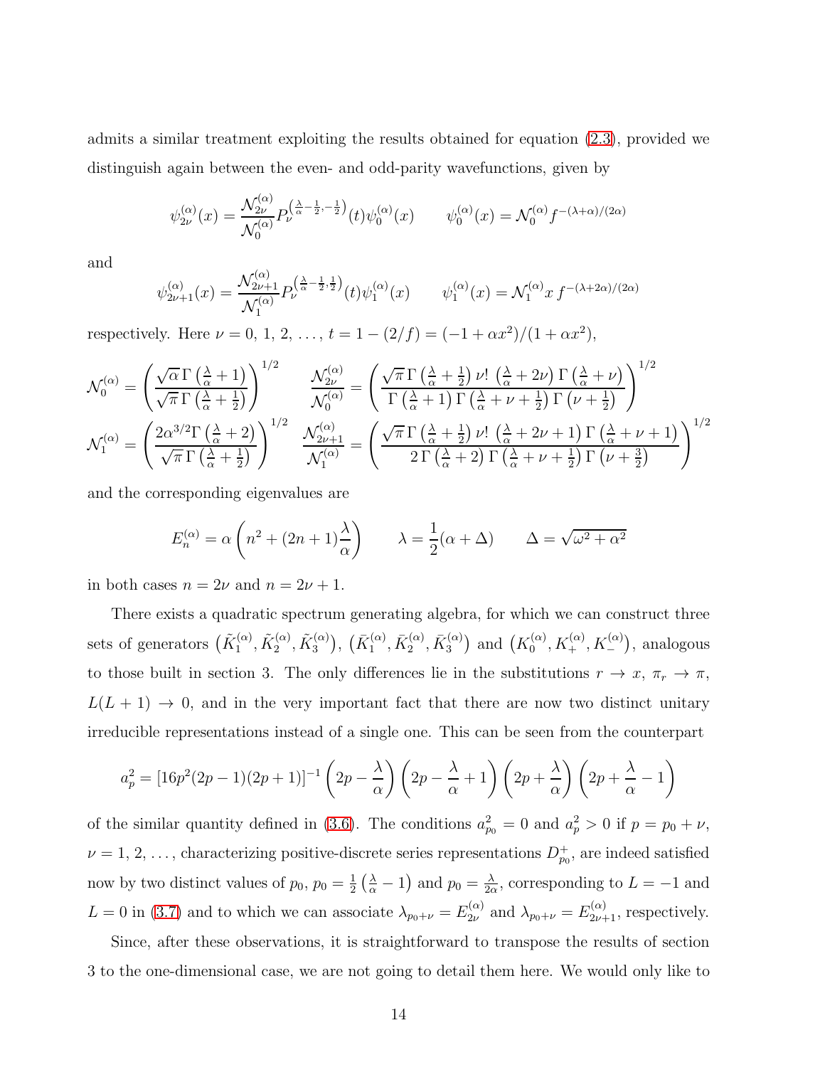admits a similar treatment exploiting the results obtained for equation (2.3), provided we distinguish again between the even- and odd-parity wavefunctions, given by

$$\psi_{2\nu}^{(\alpha)}(x) = \frac{\mathcal{N}_{2\nu}^{(\alpha)}}{\mathcal{N}_0^{(\alpha)}} P_\nu^{\left(\frac{\lambda}{\alpha}-\frac{1}{2},-\frac{1}{2}\right)}(t)\psi_0^{(\alpha)}(x) \qquad \psi_0^{(\alpha)}(x) = \mathcal{N}_0^{(\alpha)} f^{-(\lambda+\alpha)/(2\alpha)}$$

and

$$\psi_{2\nu+1}^{(\alpha)}(x) = \frac{\mathcal{N}_{2\nu+1}^{(\alpha)}}{\mathcal{N}_1^{(\alpha)}} P_\nu^{\left(\frac{\lambda}{\alpha}-\frac{1}{2},\frac{1}{2}\right)}(t)\psi_1^{(\alpha)}(x) \qquad \psi_1^{(\alpha)}(x) = \mathcal{N}_1^{(\alpha)} x\, f^{-(\lambda+2\alpha)/(2\alpha)}$$

respectively. Here $\nu = 0, 1, 2, \ldots$, $t = 1-(2/f) = (-1+\alpha x^2)/(1+\alpha x^2)$,

$$\mathcal{N}_0^{(\alpha)} = \left(\frac{\sqrt{\alpha}\,\Gamma\left(\frac{\lambda}{\alpha}+1\right)}{\sqrt{\pi}\,\Gamma\left(\frac{\lambda}{\alpha}+\frac{1}{2}\right)}\right)^{1/2} \qquad \frac{\mathcal{N}_{2\nu}^{(\alpha)}}{\mathcal{N}_0^{(\alpha)}} = \left(\frac{\sqrt{\pi}\,\Gamma\left(\frac{\lambda}{\alpha}+\frac{1}{2}\right)\nu!\,\left(\frac{\lambda}{\alpha}+2\nu\right)\Gamma\left(\frac{\lambda}{\alpha}+\nu\right)}{\Gamma\left(\frac{\lambda}{\alpha}+1\right)\Gamma\left(\frac{\lambda}{\alpha}+\nu+\frac{1}{2}\right)\Gamma\left(\nu+\frac{1}{2}\right)}\right)^{1/2}$$

$$\mathcal{N}_1^{(\alpha)} = \left(\frac{2\alpha^{3/2}\Gamma\left(\frac{\lambda}{\alpha}+2\right)}{\sqrt{\pi}\,\Gamma\left(\frac{\lambda}{\alpha}+\frac{1}{2}\right)}\right)^{1/2} \quad \frac{\mathcal{N}_{2\nu+1}^{(\alpha)}}{\mathcal{N}_1^{(\alpha)}} = \left(\frac{\sqrt{\pi}\,\Gamma\left(\frac{\lambda}{\alpha}+\frac{1}{2}\right)\nu!\,\left(\frac{\lambda}{\alpha}+2\nu+1\right)\Gamma\left(\frac{\lambda}{\alpha}+\nu+1\right)}{2\,\Gamma\left(\frac{\lambda}{\alpha}+2\right)\Gamma\left(\frac{\lambda}{\alpha}+\nu+\frac{1}{2}\right)\Gamma\left(\nu+\frac{3}{2}\right)}\right)^{1/2}$$

and the corresponding eigenvalues are

$$E_n^{(\alpha)} = \alpha\left(n^2+(2n+1)\frac{\lambda}{\alpha}\right) \qquad \lambda = \frac{1}{2}(\alpha+\Delta) \qquad \Delta = \sqrt{\omega^2+\alpha^2}$$

in both cases $n = 2\nu$ and $n = 2\nu+1$.

There exists a quadratic spectrum generating algebra, for which we can construct three sets of generators $\left(\tilde{K}_1^{(\alpha)}, \tilde{K}_2^{(\alpha)}, \tilde{K}_3^{(\alpha)}\right)$, $\left(\bar{K}_1^{(\alpha)}, \bar{K}_2^{(\alpha)}, \bar{K}_3^{(\alpha)}\right)$ and $\left(K_0^{(\alpha)}, K_+^{(\alpha)}, K_-^{(\alpha)}\right)$, analogous to those built in section 3. The only differences lie in the substitutions $r \to x$, $\pi_r \to \pi$, $L(L+1) \to 0$, and in the very important fact that there are now two distinct unitary irreducible representations instead of a single one. This can be seen from the counterpart

$$a_p^2 = [16p^2(2p-1)(2p+1)]^{-1}\left(2p-\frac{\lambda}{\alpha}\right)\left(2p-\frac{\lambda}{\alpha}+1\right)\left(2p+\frac{\lambda}{\alpha}\right)\left(2p+\frac{\lambda}{\alpha}-1\right)$$

of the similar quantity defined in (3.6). The conditions $a_{p_0}^2 = 0$ and $a_p^2 > 0$ if $p = p_0+\nu$, $\nu = 1, 2, \ldots$, characterizing positive-discrete series representations $D_{p_0}^+$, are indeed satisfied now by two distinct values of $p_0$, $p_0 = \frac{1}{2}\left(\frac{\lambda}{\alpha}-1\right)$ and $p_0 = \frac{\lambda}{2\alpha}$, corresponding to $L = -1$ and $L = 0$ in (3.7) and to which we can associate $\lambda_{p_0+\nu} = E_{2\nu}^{(\alpha)}$ and $\lambda_{p_0+\nu} = E_{2\nu+1}^{(\alpha)}$, respectively.

Since, after these observations, it is straightforward to transpose the results of section 3 to the one-dimensional case, we are not going to detail them here. We would only like to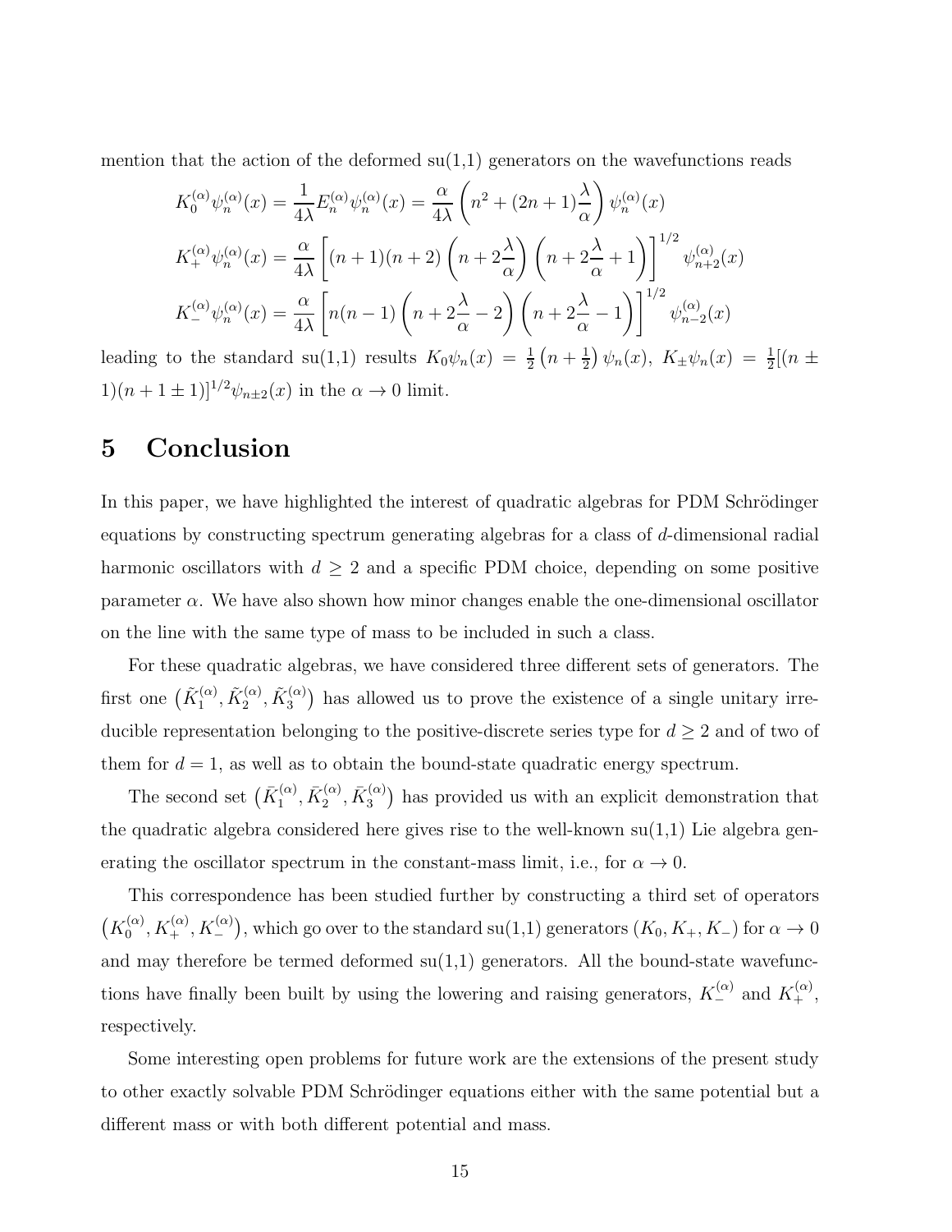mention that the action of the deformed su(1,1) generators on the wavefunctions reads

$$
\begin{aligned}
K_0^{(\alpha)}\psi_n^{(\alpha)}(x) &= \frac{1}{4\lambda}E_n^{(\alpha)}\psi_n^{(\alpha)}(x) = \frac{\alpha}{4\lambda}\left(n^2 + (2n+1)\frac{\lambda}{\alpha}\right)\psi_n^{(\alpha)}(x) \\
K_+^{(\alpha)}\psi_n^{(\alpha)}(x) &= \frac{\alpha}{4\lambda}\left[(n+1)(n+2)\left(n+2\frac{\lambda}{\alpha}\right)\left(n+2\frac{\lambda}{\alpha}+1\right)\right]^{1/2}\psi_{n+2}^{(\alpha)}(x) \\
K_-^{(\alpha)}\psi_n^{(\alpha)}(x) &= \frac{\alpha}{4\lambda}\left[n(n-1)\left(n+2\frac{\lambda}{\alpha}-2\right)\left(n+2\frac{\lambda}{\alpha}-1\right)\right]^{1/2}\psi_{n-2}^{(\alpha)}(x)
\end{aligned}
$$

leading to the standard su(1,1) results $K_0\psi_n(x) = \frac{1}{2}\left(n+\frac{1}{2}\right)\psi_n(x)$, $K_\pm\psi_n(x) = \frac{1}{2}[(n \pm 1)(n+1\pm 1)]^{1/2}\psi_{n\pm 2}(x)$ in the $\alpha \to 0$ limit.

# 5 Conclusion

In this paper, we have highlighted the interest of quadratic algebras for PDM Schrödinger equations by constructing spectrum generating algebras for a class of $d$-dimensional radial harmonic oscillators with $d \geq 2$ and a specific PDM choice, depending on some positive parameter $\alpha$. We have also shown how minor changes enable the one-dimensional oscillator on the line with the same type of mass to be included in such a class.

For these quadratic algebras, we have considered three different sets of generators. The first one $\left(\tilde{K}_1^{(\alpha)}, \tilde{K}_2^{(\alpha)}, \tilde{K}_3^{(\alpha)}\right)$ has allowed us to prove the existence of a single unitary irreducible representation belonging to the positive-discrete series type for $d \geq 2$ and of two of them for $d = 1$, as well as to obtain the bound-state quadratic energy spectrum.

The second set $\left(\bar{K}_1^{(\alpha)}, \bar{K}_2^{(\alpha)}, \bar{K}_3^{(\alpha)}\right)$ has provided us with an explicit demonstration that the quadratic algebra considered here gives rise to the well-known su(1,1) Lie algebra generating the oscillator spectrum in the constant-mass limit, i.e., for $\alpha \to 0$.

This correspondence has been studied further by constructing a third set of operators $\left(K_0^{(\alpha)}, K_+^{(\alpha)}, K_-^{(\alpha)}\right)$, which go over to the standard su(1,1) generators $(K_0, K_+, K_-)$ for $\alpha \to 0$ and may therefore be termed deformed su(1,1) generators. All the bound-state wavefunctions have finally been built by using the lowering and raising generators, $K_-^{(\alpha)}$ and $K_+^{(\alpha)}$, respectively.

Some interesting open problems for future work are the extensions of the present study to other exactly solvable PDM Schrödinger equations either with the same potential but a different mass or with both different potential and mass.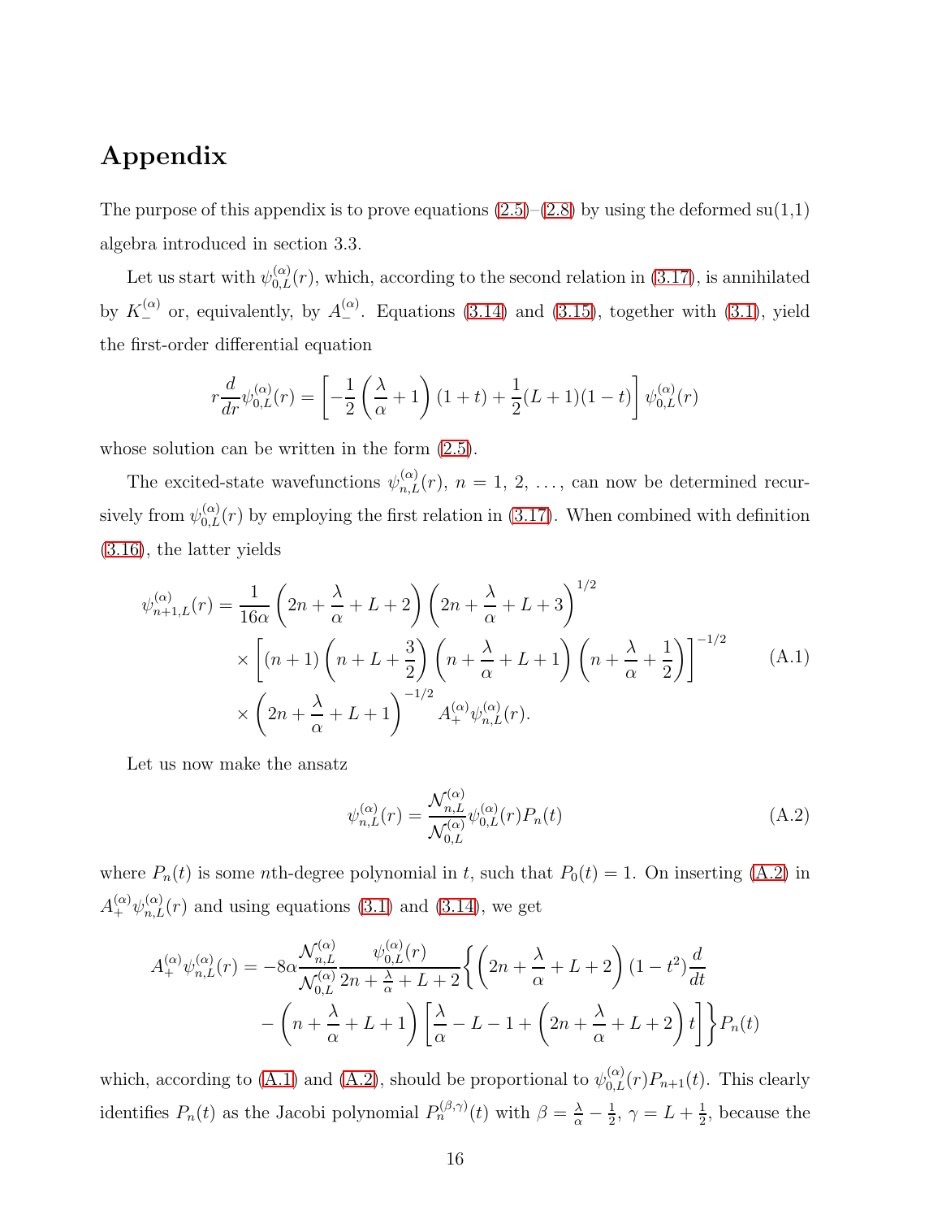# Appendix

The purpose of this appendix is to prove equations (2.5)–(2.8) by using the deformed su(1,1) algebra introduced in section 3.3.

Let us start with $\psi^{(\alpha)}_{0,L}(r)$, which, according to the second relation in (3.17), is annihilated by $K^{(\alpha)}_-$ or, equivalently, by $A^{(\alpha)}_-$. Equations (3.14) and (3.15), together with (3.1), yield the first-order differential equation

$$r\frac{d}{dr}\psi^{(\alpha)}_{0,L}(r) = \left[-\frac{1}{2}\left(\frac{\lambda}{\alpha}+1\right)(1+t) + \frac{1}{2}(L+1)(1-t)\right]\psi^{(\alpha)}_{0,L}(r)$$

whose solution can be written in the form (2.5).

The excited-state wavefunctions $\psi^{(\alpha)}_{n,L}(r)$, $n = 1, 2, \ldots$, can now be determined recursively from $\psi^{(\alpha)}_{0,L}(r)$ by employing the first relation in (3.17). When combined with definition (3.16), the latter yields

$$\begin{aligned}
\psi^{(\alpha)}_{n+1,L}(r) = {} & \frac{1}{16\alpha}\left(2n+\frac{\lambda}{\alpha}+L+2\right)\left(2n+\frac{\lambda}{\alpha}+L+3\right)^{1/2} \\
& \times \left[(n+1)\left(n+L+\frac{3}{2}\right)\left(n+\frac{\lambda}{\alpha}+L+1\right)\left(n+\frac{\lambda}{\alpha}+\frac{1}{2}\right)\right]^{-1/2} \\
& \times \left(2n+\frac{\lambda}{\alpha}+L+1\right)^{-1/2} A^{(\alpha)}_+\psi^{(\alpha)}_{n,L}(r).
\end{aligned} \tag{A.1}$$

Let us now make the ansatz

$$\psi^{(\alpha)}_{n,L}(r) = \frac{\mathcal{N}^{(\alpha)}_{n,L}}{\mathcal{N}^{(\alpha)}_{0,L}}\psi^{(\alpha)}_{0,L}(r)P_n(t) \tag{A.2}$$

where $P_n(t)$ is some $n$th-degree polynomial in $t$, such that $P_0(t) = 1$. On inserting (A.2) in $A^{(\alpha)}_+\psi^{(\alpha)}_{n,L}(r)$ and using equations (3.1) and (3.14), we get

$$\begin{aligned}
A^{(\alpha)}_+\psi^{(\alpha)}_{n,L}(r) = {} & -8\alpha\frac{\mathcal{N}^{(\alpha)}_{n,L}}{\mathcal{N}^{(\alpha)}_{0,L}}\frac{\psi^{(\alpha)}_{0,L}(r)}{2n+\frac{\lambda}{\alpha}+L+2}\Bigg\{\left(2n+\frac{\lambda}{\alpha}+L+2\right)(1-t^2)\frac{d}{dt} \\
& -\left(n+\frac{\lambda}{\alpha}+L+1\right)\left[\frac{\lambda}{\alpha}-L-1+\left(2n+\frac{\lambda}{\alpha}+L+2\right)t\right]\Bigg\}P_n(t)
\end{aligned}$$

which, according to (A.1) and (A.2), should be proportional to $\psi^{(\alpha)}_{0,L}(r)P_{n+1}(t)$. This clearly identifies $P_n(t)$ as the Jacobi polynomial $P^{(\beta,\gamma)}_n(t)$ with $\beta = \frac{\lambda}{\alpha}-\frac{1}{2}$, $\gamma = L+\frac{1}{2}$, because the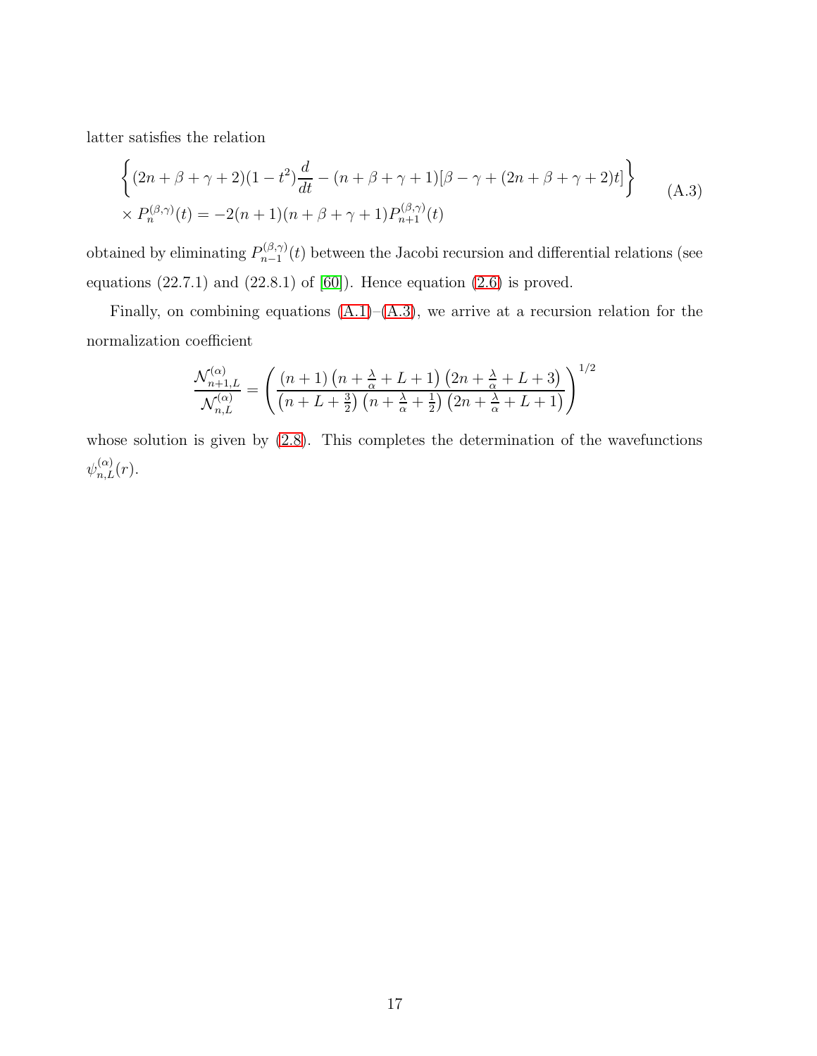latter satisfies the relation

$$
\begin{aligned}
&\left\{(2n+\beta+\gamma+2)(1-t^2)\frac{d}{dt} - (n+\beta+\gamma+1)[\beta-\gamma+(2n+\beta+\gamma+2)t]\right\} \\
&\times P_n^{(\beta,\gamma)}(t) = -2(n+1)(n+\beta+\gamma+1)P_{n+1}^{(\beta,\gamma)}(t)
\end{aligned}
\tag{A.3}
$$

obtained by eliminating $P_{n-1}^{(\beta,\gamma)}(t)$ between the Jacobi recursion and differential relations (see equations (22.7.1) and (22.8.1) of [60]). Hence equation (2.6) is proved.

Finally, on combining equations (A.1)–(A.3), we arrive at a recursion relation for the normalization coefficient

$$
\frac{\mathcal{N}_{n+1,L}^{(\alpha)}}{\mathcal{N}_{n,L}^{(\alpha)}} = \left(\frac{(n+1)\left(n+\frac{\lambda}{\alpha}+L+1\right)\left(2n+\frac{\lambda}{\alpha}+L+3\right)}{\left(n+L+\frac{3}{2}\right)\left(n+\frac{\lambda}{\alpha}+\frac{1}{2}\right)\left(2n+\frac{\lambda}{\alpha}+L+1\right)}\right)^{1/2}
$$

whose solution is given by (2.8). This completes the determination of the wavefunctions $\psi_{n,L}^{(\alpha)}(r)$.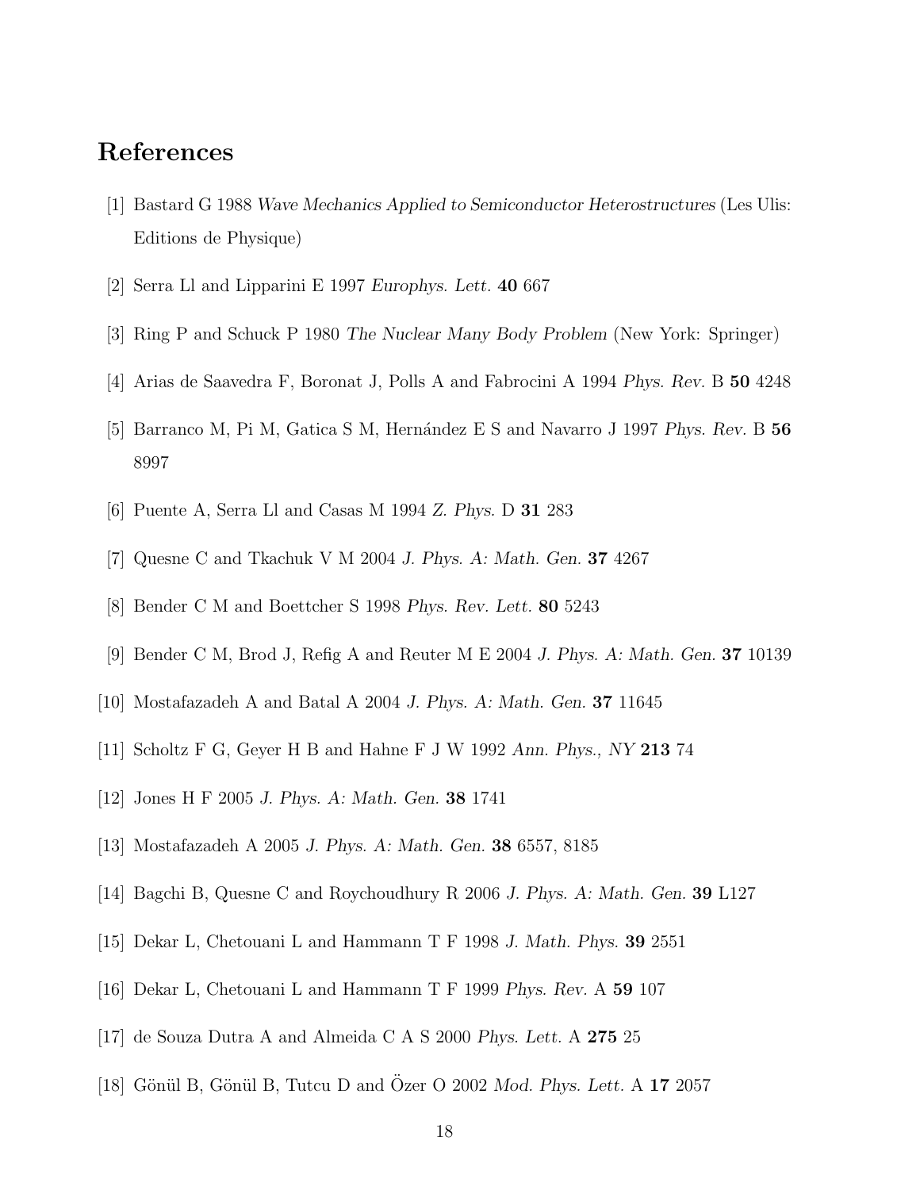# References

[1] Bastard G 1988 *Wave Mechanics Applied to Semiconductor Heterostructures* (Les Ulis: Editions de Physique)

[2] Serra Ll and Lipparini E 1997 *Europhys. Lett.* **40** 667

[3] Ring P and Schuck P 1980 *The Nuclear Many Body Problem* (New York: Springer)

[4] Arias de Saavedra F, Boronat J, Polls A and Fabrocini A 1994 *Phys. Rev.* B **50** 4248

[5] Barranco M, Pi M, Gatica S M, Hernández E S and Navarro J 1997 *Phys. Rev.* B **56** 8997

[6] Puente A, Serra Ll and Casas M 1994 *Z. Phys.* D **31** 283

[7] Quesne C and Tkachuk V M 2004 *J. Phys. A: Math. Gen.* **37** 4267

[8] Bender C M and Boettcher S 1998 *Phys. Rev. Lett.* **80** 5243

[9] Bender C M, Brod J, Refig A and Reuter M E 2004 *J. Phys. A: Math. Gen.* **37** 10139

[10] Mostafazadeh A and Batal A 2004 *J. Phys. A: Math. Gen.* **37** 11645

[11] Scholtz F G, Geyer H B and Hahne F J W 1992 *Ann. Phys., NY* **213** 74

[12] Jones H F 2005 *J. Phys. A: Math. Gen.* **38** 1741

[13] Mostafazadeh A 2005 *J. Phys. A: Math. Gen.* **38** 6557, 8185

[14] Bagchi B, Quesne C and Roychoudhury R 2006 *J. Phys. A: Math. Gen.* **39** L127

[15] Dekar L, Chetouani L and Hammann T F 1998 *J. Math. Phys.* **39** 2551

[16] Dekar L, Chetouani L and Hammann T F 1999 *Phys. Rev.* A **59** 107

[17] de Souza Dutra A and Almeida C A S 2000 *Phys. Lett.* A **275** 25

[18] Gönül B, Gönül B, Tutcu D and Özer O 2002 *Mod. Phys. Lett.* A **17** 2057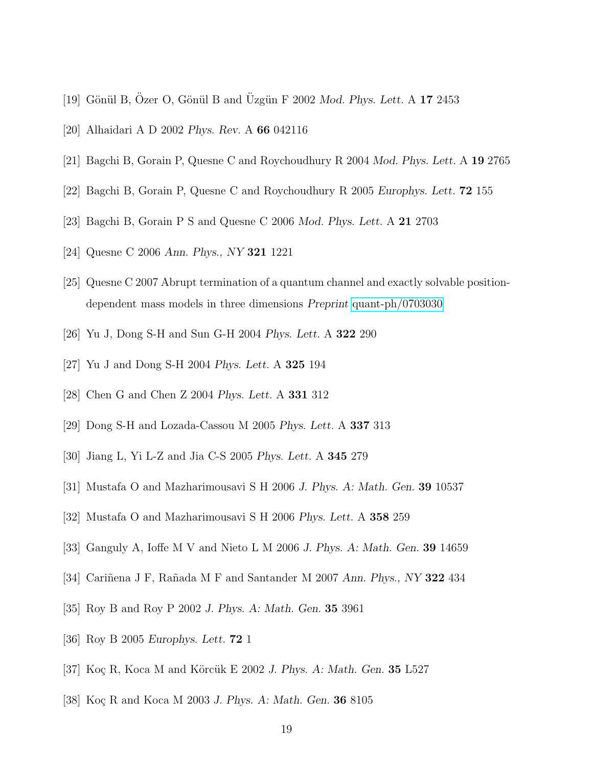[19] Gönül B, Özer O, Gönül B and Üzgün F 2002 *Mod. Phys. Lett.* A **17** 2453

[20] Alhaidari A D 2002 *Phys. Rev.* A **66** 042116

[21] Bagchi B, Gorain P, Quesne C and Roychoudhury R 2004 *Mod. Phys. Lett.* A **19** 2765

[22] Bagchi B, Gorain P, Quesne C and Roychoudhury R 2005 *Europhys. Lett.* **72** 155

[23] Bagchi B, Gorain P S and Quesne C 2006 *Mod. Phys. Lett.* A **21** 2703

[24] Quesne C 2006 *Ann. Phys., NY* **321** 1221

[25] Quesne C 2007 Abrupt termination of a quantum channel and exactly solvable position-dependent mass models in three dimensions *Preprint* quant-ph/0703030

[26] Yu J, Dong S-H and Sun G-H 2004 *Phys. Lett.* A **322** 290

[27] Yu J and Dong S-H 2004 *Phys. Lett.* A **325** 194

[28] Chen G and Chen Z 2004 *Phys. Lett.* A **331** 312

[29] Dong S-H and Lozada-Cassou M 2005 *Phys. Lett.* A **337** 313

[30] Jiang L, Yi L-Z and Jia C-S 2005 *Phys. Lett.* A **345** 279

[31] Mustafa O and Mazharimousavi S H 2006 *J. Phys. A: Math. Gen.* **39** 10537

[32] Mustafa O and Mazharimousavi S H 2006 *Phys. Lett.* A **358** 259

[33] Ganguly A, Ioffe M V and Nieto L M 2006 *J. Phys. A: Math. Gen.* **39** 14659

[34] Cariñena J F, Rañada M F and Santander M 2007 *Ann. Phys., NY* **322** 434

[35] Roy B and Roy P 2002 *J. Phys. A: Math. Gen.* **35** 3961

[36] Roy B 2005 *Europhys. Lett.* **72** 1

[37] Koç R, Koca M and Körcük E 2002 *J. Phys. A: Math. Gen.* **35** L527

[38] Koç R and Koca M 2003 *J. Phys. A: Math. Gen.* **36** 8105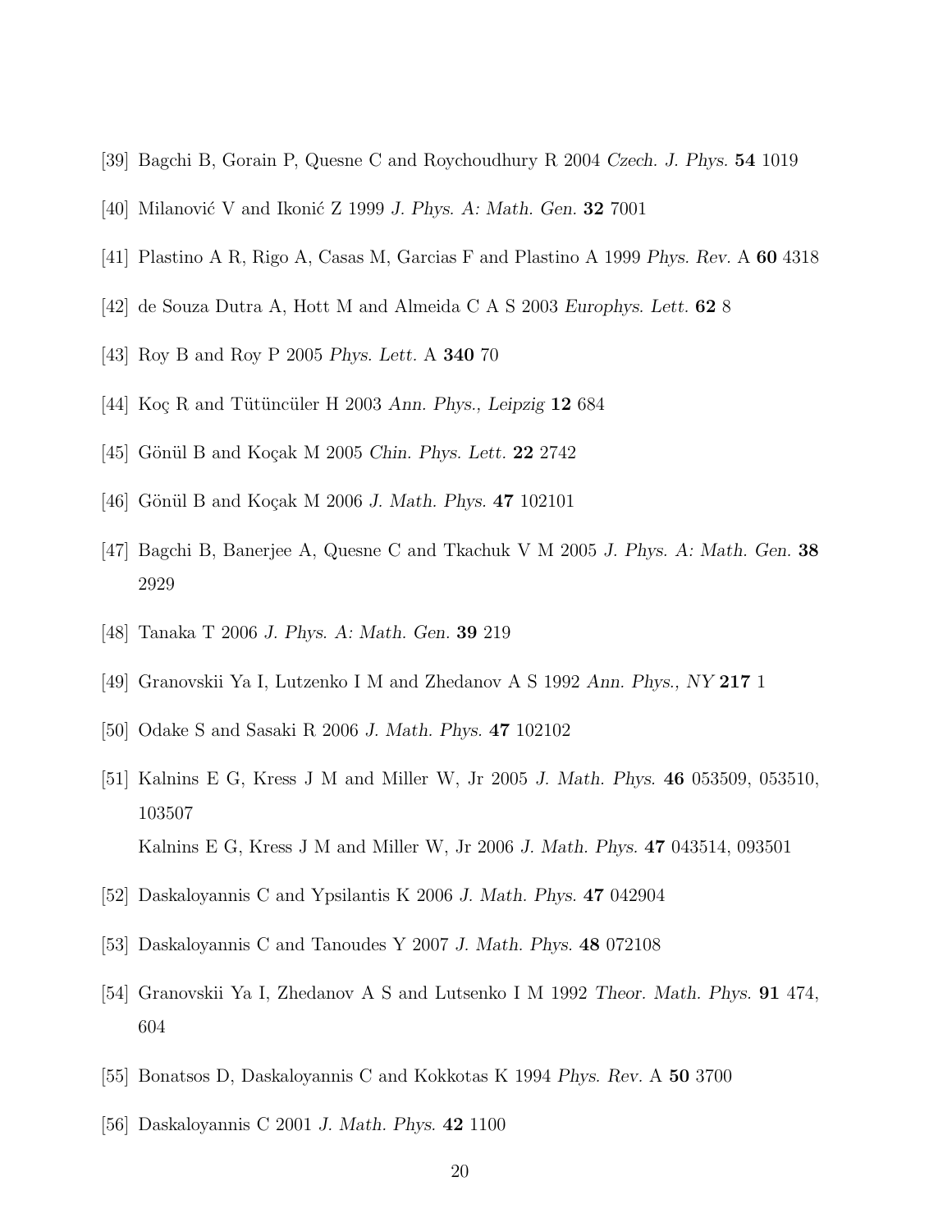[39] Bagchi B, Gorain P, Quesne C and Roychoudhury R 2004 *Czech. J. Phys.* **54** 1019

[40] Milanović V and Ikonić Z 1999 *J. Phys. A: Math. Gen.* **32** 7001

[41] Plastino A R, Rigo A, Casas M, Garcias F and Plastino A 1999 *Phys. Rev.* A **60** 4318

[42] de Souza Dutra A, Hott M and Almeida C A S 2003 *Europhys. Lett.* **62** 8

[43] Roy B and Roy P 2005 *Phys. Lett.* A **340** 70

[44] Koç R and Tütüncüler H 2003 *Ann. Phys., Leipzig* **12** 684

[45] Gönül B and Koçak M 2005 *Chin. Phys. Lett.* **22** 2742

[46] Gönül B and Koçak M 2006 *J. Math. Phys.* **47** 102101

[47] Bagchi B, Banerjee A, Quesne C and Tkachuk V M 2005 *J. Phys. A: Math. Gen.* **38** 2929

[48] Tanaka T 2006 *J. Phys. A: Math. Gen.* **39** 219

[49] Granovskii Ya I, Lutzenko I M and Zhedanov A S 1992 *Ann. Phys., NY* **217** 1

[50] Odake S and Sasaki R 2006 *J. Math. Phys.* **47** 102102

[51] Kalnins E G, Kress J M and Miller W, Jr 2005 *J. Math. Phys.* **46** 053509, 053510, 103507

Kalnins E G, Kress J M and Miller W, Jr 2006 *J. Math. Phys.* **47** 043514, 093501

[52] Daskaloyannis C and Ypsilantis K 2006 *J. Math. Phys.* **47** 042904

[53] Daskaloyannis C and Tanoudes Y 2007 *J. Math. Phys.* **48** 072108

[54] Granovskii Ya I, Zhedanov A S and Lutsenko I M 1992 *Theor. Math. Phys.* **91** 474, 604

[55] Bonatsos D, Daskaloyannis C and Kokkotas K 1994 *Phys. Rev.* A **50** 3700

[56] Daskaloyannis C 2001 *J. Math. Phys.* **42** 1100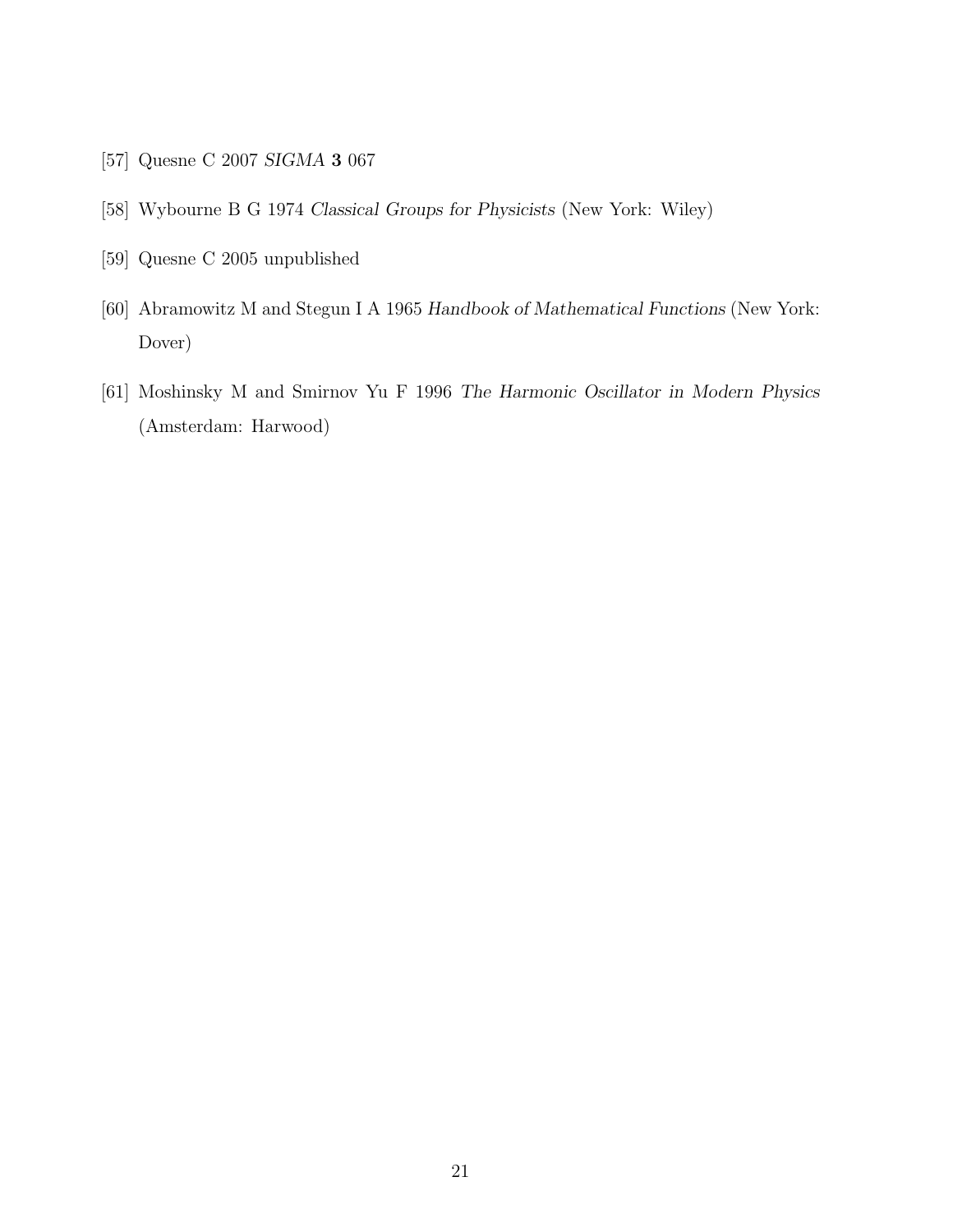[57] Quesne C 2007 *SIGMA* **3** 067

[58] Wybourne B G 1974 *Classical Groups for Physicists* (New York: Wiley)

[59] Quesne C 2005 unpublished

[60] Abramowitz M and Stegun I A 1965 *Handbook of Mathematical Functions* (New York: Dover)

[61] Moshinsky M and Smirnov Yu F 1996 *The Harmonic Oscillator in Modern Physics* (Amsterdam: Harwood)